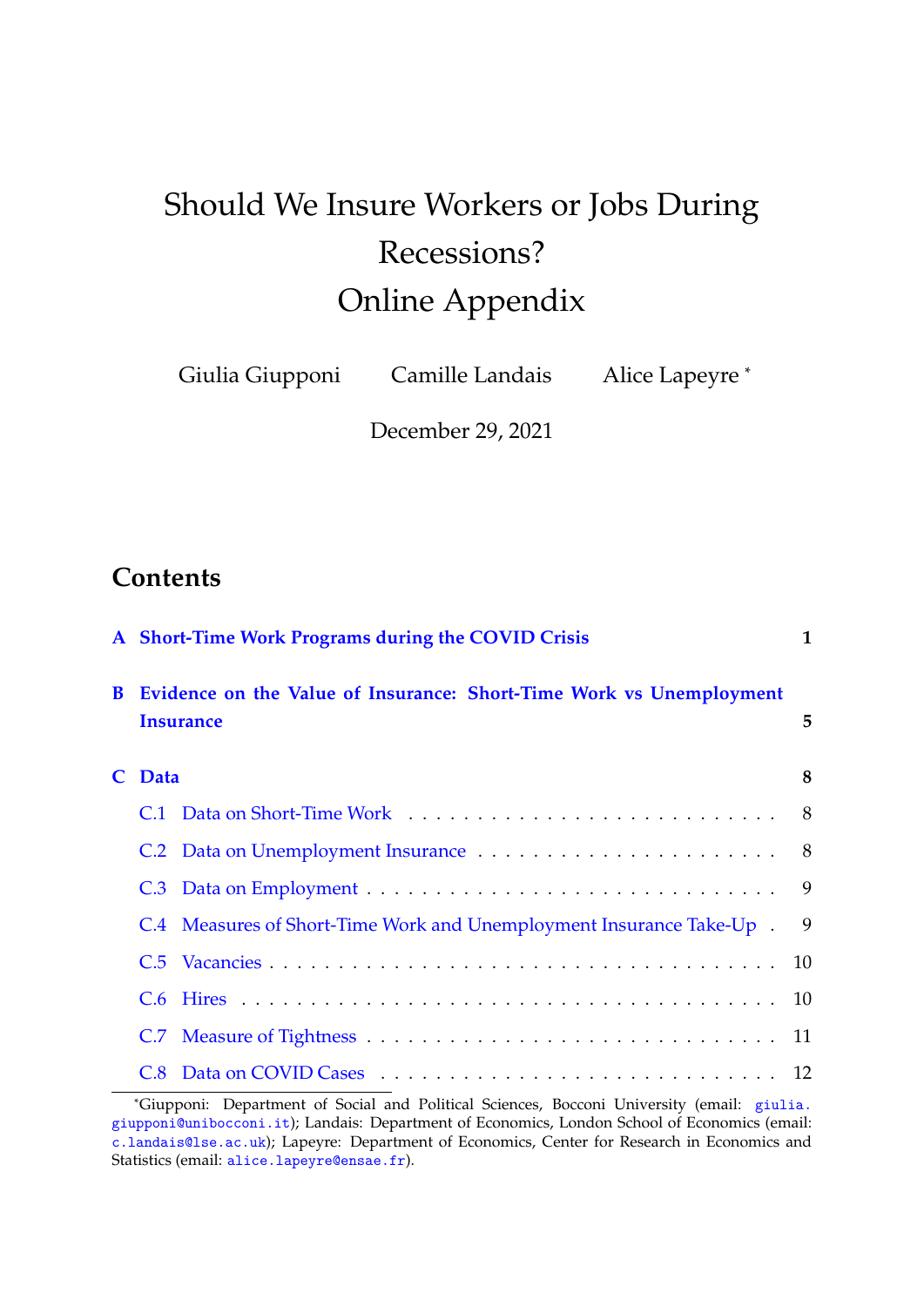# Should We Insure Workers or Jobs During Recessions?
# Online Appendix

Giulia Giupponi  Camille Landais  Alice Lapeyre [*]

December 29, 2021

## Contents

**A Short-Time Work Programs during the COVID Crisis** **1**

**B Evidence on the Value of Insurance: Short-Time Work vs Unemployment Insurance** **5**

**C Data** **8**

C.1 Data on Short-Time Work . . . . . . . . . . . . . . . . . . . . . . . . . . 8

C.2 Data on Unemployment Insurance . . . . . . . . . . . . . . . . . . . . . 8

C.3 Data on Employment . . . . . . . . . . . . . . . . . . . . . . . . . . . . 9

C.4 Measures of Short-Time Work and Unemployment Insurance Take-Up . 9

C.5 Vacancies . . . . . . . . . . . . . . . . . . . . . . . . . . . . . . . . . . . 10

C.6 Hires . . . . . . . . . . . . . . . . . . . . . . . . . . . . . . . . . . . . . . 10

C.7 Measure of Tightness . . . . . . . . . . . . . . . . . . . . . . . . . . . . 11

C.8 Data on COVID Cases . . . . . . . . . . . . . . . . . . . . . . . . . . . . 12

[*]Giupponi: Department of Social and Political Sciences, Bocconi University (email: giulia.giupponi@unibocconi.it); Landais: Department of Economics, London School of Economics (email: c.landais@lse.ac.uk); Lapeyre: Department of Economics, Center for Research in Economics and Statistics (email: alice.lapeyre@ensae.fr).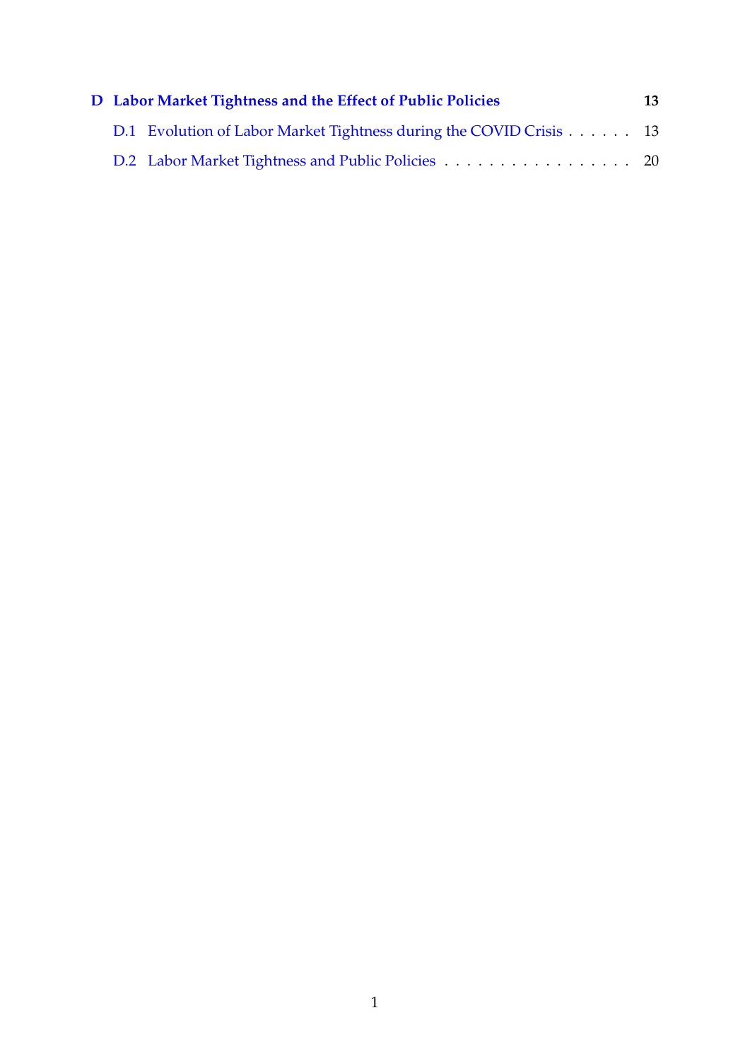**D Labor Market Tightness and the Effect of Public Policies** **13**

D.1 Evolution of Labor Market Tightness during the COVID Crisis . . . . . . 13

D.2 Labor Market Tightness and Public Policies . . . . . . . . . . . . . . . . . . 20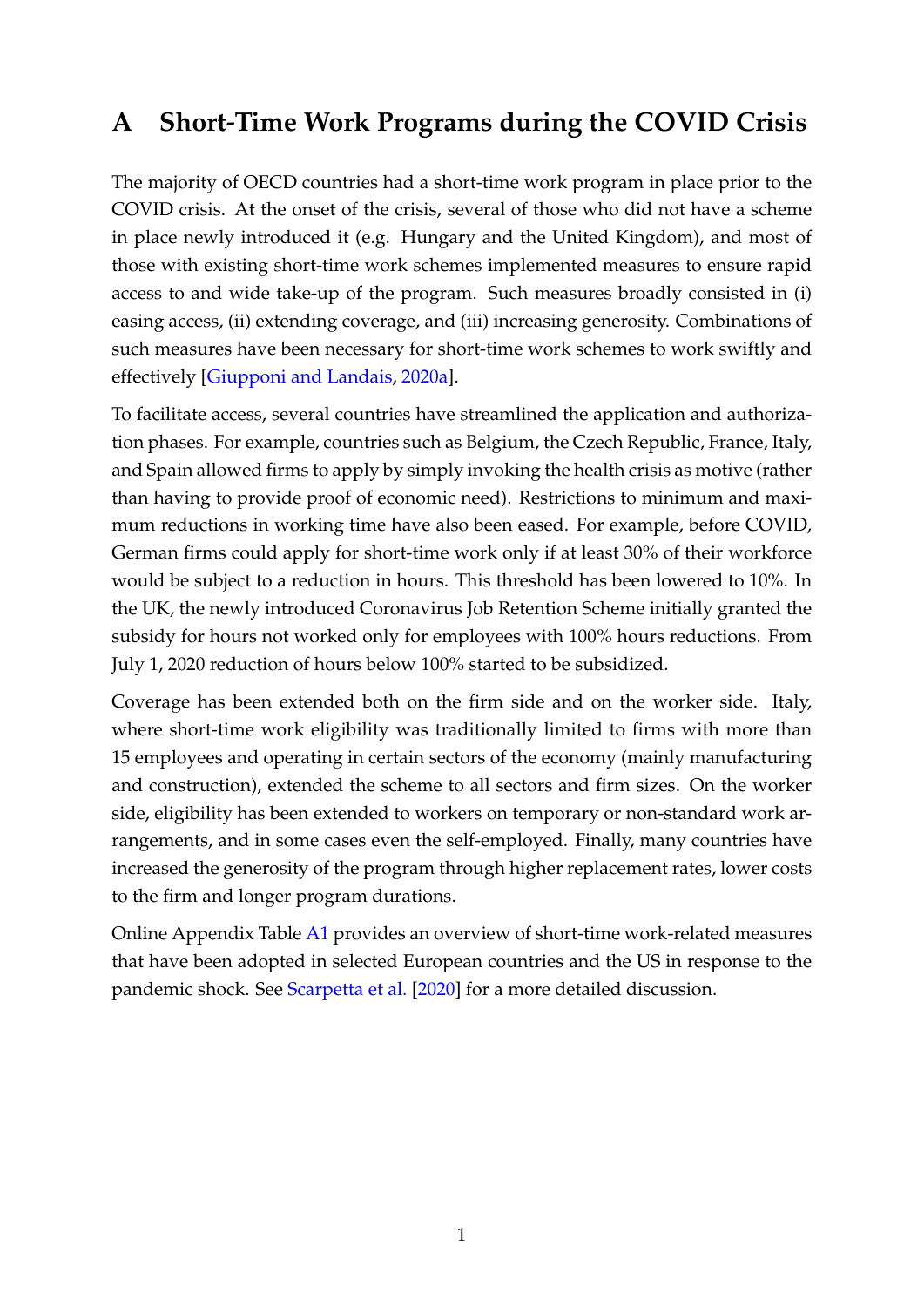# A Short-Time Work Programs during the COVID Crisis

The majority of OECD countries had a short-time work program in place prior to the COVID crisis. At the onset of the crisis, several of those who did not have a scheme in place newly introduced it (e.g. Hungary and the United Kingdom), and most of those with existing short-time work schemes implemented measures to ensure rapid access to and wide take-up of the program. Such measures broadly consisted in (i) easing access, (ii) extending coverage, and (iii) increasing generosity. Combinations of such measures have been necessary for short-time work schemes to work swiftly and effectively [Giupponi and Landais, 2020a].

To facilitate access, several countries have streamlined the application and authorization phases. For example, countries such as Belgium, the Czech Republic, France, Italy, and Spain allowed firms to apply by simply invoking the health crisis as motive (rather than having to provide proof of economic need). Restrictions to minimum and maximum reductions in working time have also been eased. For example, before COVID, German firms could apply for short-time work only if at least 30% of their workforce would be subject to a reduction in hours. This threshold has been lowered to 10%. In the UK, the newly introduced Coronavirus Job Retention Scheme initially granted the subsidy for hours not worked only for employees with 100% hours reductions. From July 1, 2020 reduction of hours below 100% started to be subsidized.

Coverage has been extended both on the firm side and on the worker side. Italy, where short-time work eligibility was traditionally limited to firms with more than 15 employees and operating in certain sectors of the economy (mainly manufacturing and construction), extended the scheme to all sectors and firm sizes. On the worker side, eligibility has been extended to workers on temporary or non-standard work arrangements, and in some cases even the self-employed. Finally, many countries have increased the generosity of the program through higher replacement rates, lower costs to the firm and longer program durations.

Online Appendix Table A1 provides an overview of short-time work-related measures that have been adopted in selected European countries and the US in response to the pandemic shock. See Scarpetta et al. [2020] for a more detailed discussion.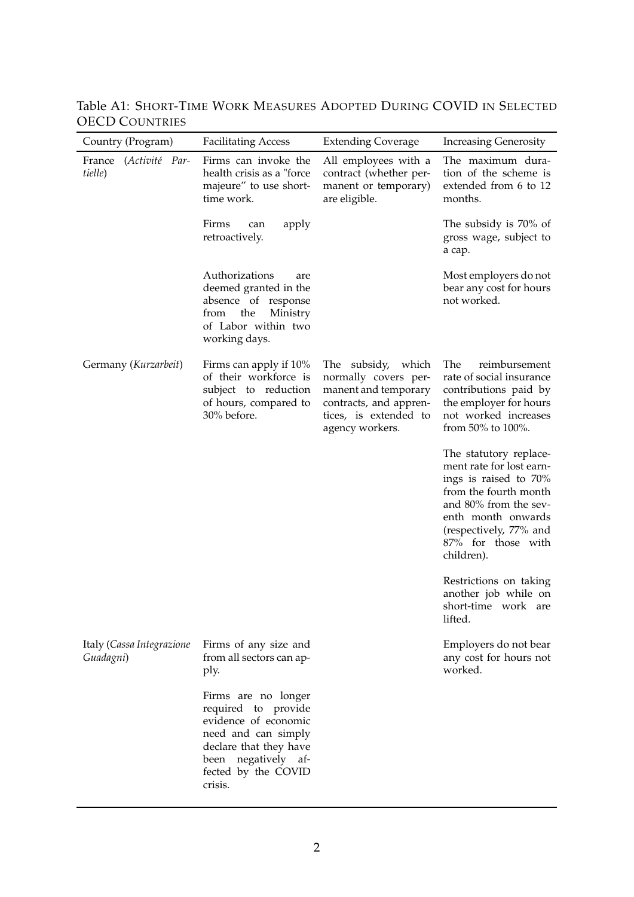Table A1: Short-Time Work Measures Adopted During COVID in Selected OECD Countries

| Country (Program) | Facilitating Access | Extending Coverage | Increasing Generosity |
|---|---|---|---|
| France (*Activité Partielle*) | Firms can invoke the health crisis as a "force majeure" to use short-time work. | All employees with a contract (whether permanent or temporary) are eligible. | The maximum duration of the scheme is extended from 6 to 12 months. |
| | Firms can apply retroactively. | | The subsidy is 70% of gross wage, subject to a cap. |
| | Authorizations are deemed granted in the absence of response from the Ministry of Labor within two working days. | | Most employers do not bear any cost for hours not worked. |
| Germany (*Kurzarbeit*) | Firms can apply if 10% of their workforce is subject to reduction of hours, compared to 30% before. | The subsidy, which normally covers permanent and temporary contracts, and apprentices, is extended to agency workers. | The reimbursement rate of social insurance contributions paid by the employer for hours not worked increases from 50% to 100%. |
| | | | The statutory replacement rate for lost earnings is raised to 70% from the fourth month and 80% from the seventh month onwards (respectively, 77% and 87% for those with children). |
| | | | Restrictions on taking another job while on short-time work are lifted. |
| Italy (*Cassa Integrazione Guadagni*) | Firms of any size and from all sectors can apply. | | Employers do not bear any cost for hours not worked. |
| | Firms are no longer required to provide evidence of economic need and can simply declare that they have been negatively affected by the COVID crisis. | | |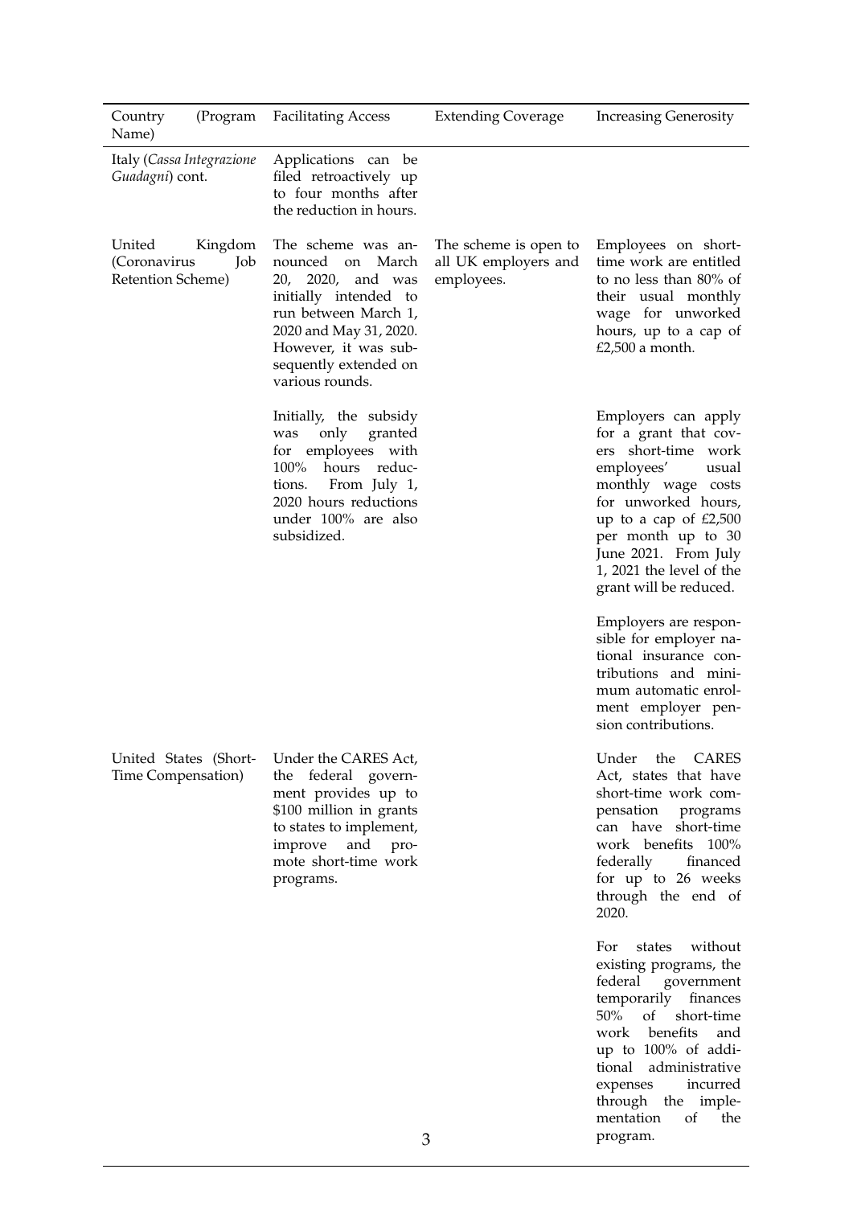| Country (Program Name) | Facilitating Access | Extending Coverage | Increasing Generosity |
|---|---|---|---|
| Italy (*Cassa Integrazione Guadagni*) cont. | Applications can be filed retroactively up to four months after the reduction in hours. | | |
| United Kingdom (Coronavirus Job Retention Scheme) | The scheme was announced on March 20, 2020, and was initially intended to run between March 1, 2020 and May 31, 2020. However, it was subsequently extended on various rounds. | The scheme is open to all UK employers and employees. | Employees on short-time work are entitled to no less than 80% of their usual monthly wage for unworked hours, up to a cap of £2,500 a month. |
| | Initially, the subsidy was only granted for employees with 100% hours reductions. From July 1, 2020 hours reductions under 100% are also subsidized. | | Employers can apply for a grant that covers short-time work employees' usual monthly wage costs for unworked hours, up to a cap of £2,500 per month up to 30 June 2021. From July 1, 2021 the level of the grant will be reduced. |
| | | | Employers are responsible for employer national insurance contributions and minimum automatic enrolment employer pension contributions. |
| United States (Short-Time Compensation) | Under the CARES Act, the federal government provides up to $100 million in grants to states to implement, improve and promote short-time work programs. | | Under the CARES Act, states that have short-time work compensation programs can have short-time work benefits 100% federally financed for up to 26 weeks through the end of 2020. |
| | | | For states without existing programs, the federal government temporarily finances 50% of short-time work benefits and up to 100% of additional administrative expenses incurred through the implementation of the program. |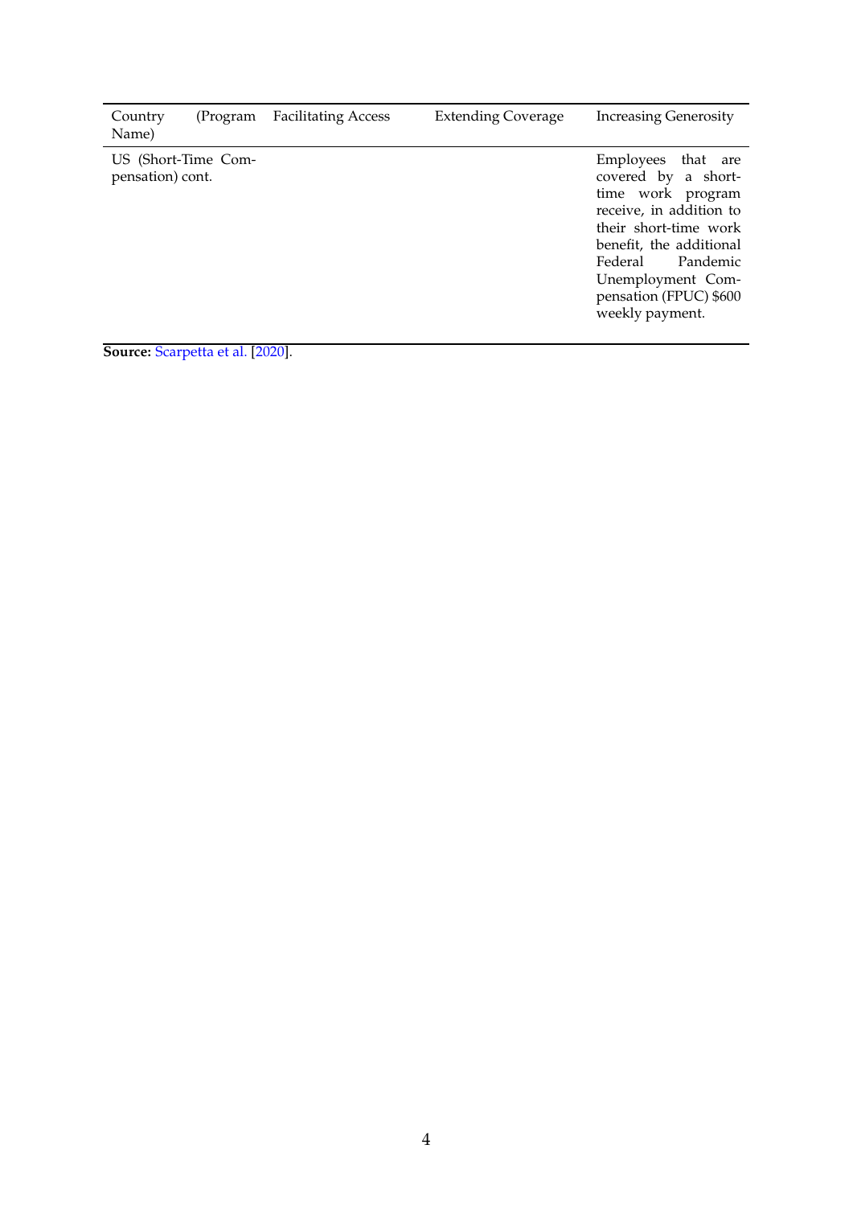| Country (Program Name) | Facilitating Access | Extending Coverage | Increasing Generosity |
|---|---|---|---|
| US (Short-Time Compensation) cont. | | | Employees that are covered by a short-time work program receive, in addition to their short-time work benefit, the additional Federal Pandemic Unemployment Compensation (FPUC) $600 weekly payment. |

**Source:** Scarpetta et al. [2020].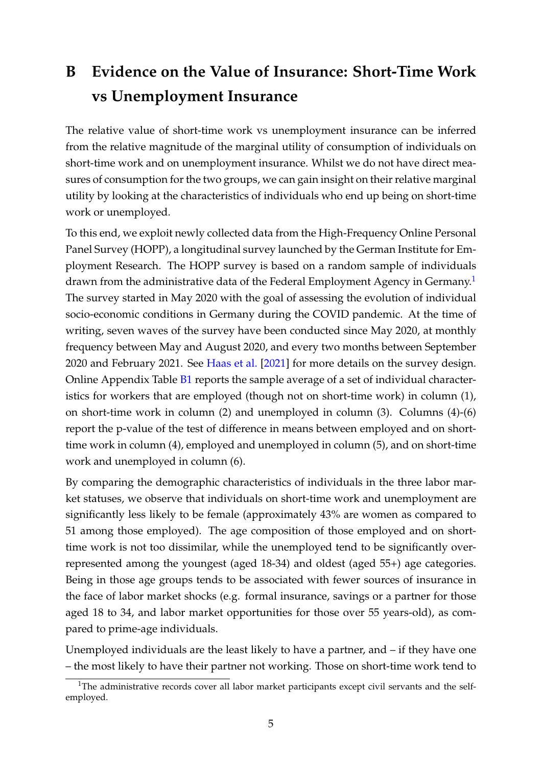# B Evidence on the Value of Insurance: Short-Time Work vs Unemployment Insurance

The relative value of short-time work vs unemployment insurance can be inferred from the relative magnitude of the marginal utility of consumption of individuals on short-time work and on unemployment insurance. Whilst we do not have direct measures of consumption for the two groups, we can gain insight on their relative marginal utility by looking at the characteristics of individuals who end up being on short-time work or unemployed.

To this end, we exploit newly collected data from the High-Frequency Online Personal Panel Survey (HOPP), a longitudinal survey launched by the German Institute for Employment Research. The HOPP survey is based on a random sample of individuals drawn from the administrative data of the Federal Employment Agency in Germany.[1] The survey started in May 2020 with the goal of assessing the evolution of individual socio-economic conditions in Germany during the COVID pandemic. At the time of writing, seven waves of the survey have been conducted since May 2020, at monthly frequency between May and August 2020, and every two months between September 2020 and February 2021. See Haas et al. [2021] for more details on the survey design. Online Appendix Table B1 reports the sample average of a set of individual characteristics for workers that are employed (though not on short-time work) in column (1), on short-time work in column (2) and unemployed in column (3). Columns (4)-(6) report the p-value of the test of difference in means between employed and on short-time work in column (4), employed and unemployed in column (5), and on short-time work and unemployed in column (6).

By comparing the demographic characteristics of individuals in the three labor market statuses, we observe that individuals on short-time work and unemployment are significantly less likely to be female (approximately 43% are women as compared to 51 among those employed). The age composition of those employed and on short-time work is not too dissimilar, while the unemployed tend to be significantly over-represented among the youngest (aged 18-34) and oldest (aged 55+) age categories. Being in those age groups tends to be associated with fewer sources of insurance in the face of labor market shocks (e.g. formal insurance, savings or a partner for those aged 18 to 34, and labor market opportunities for those over 55 years-old), as compared to prime-age individuals.

Unemployed individuals are the least likely to have a partner, and – if they have one – the most likely to have their partner not working. Those on short-time work tend to

[1] The administrative records cover all labor market participants except civil servants and the self-employed.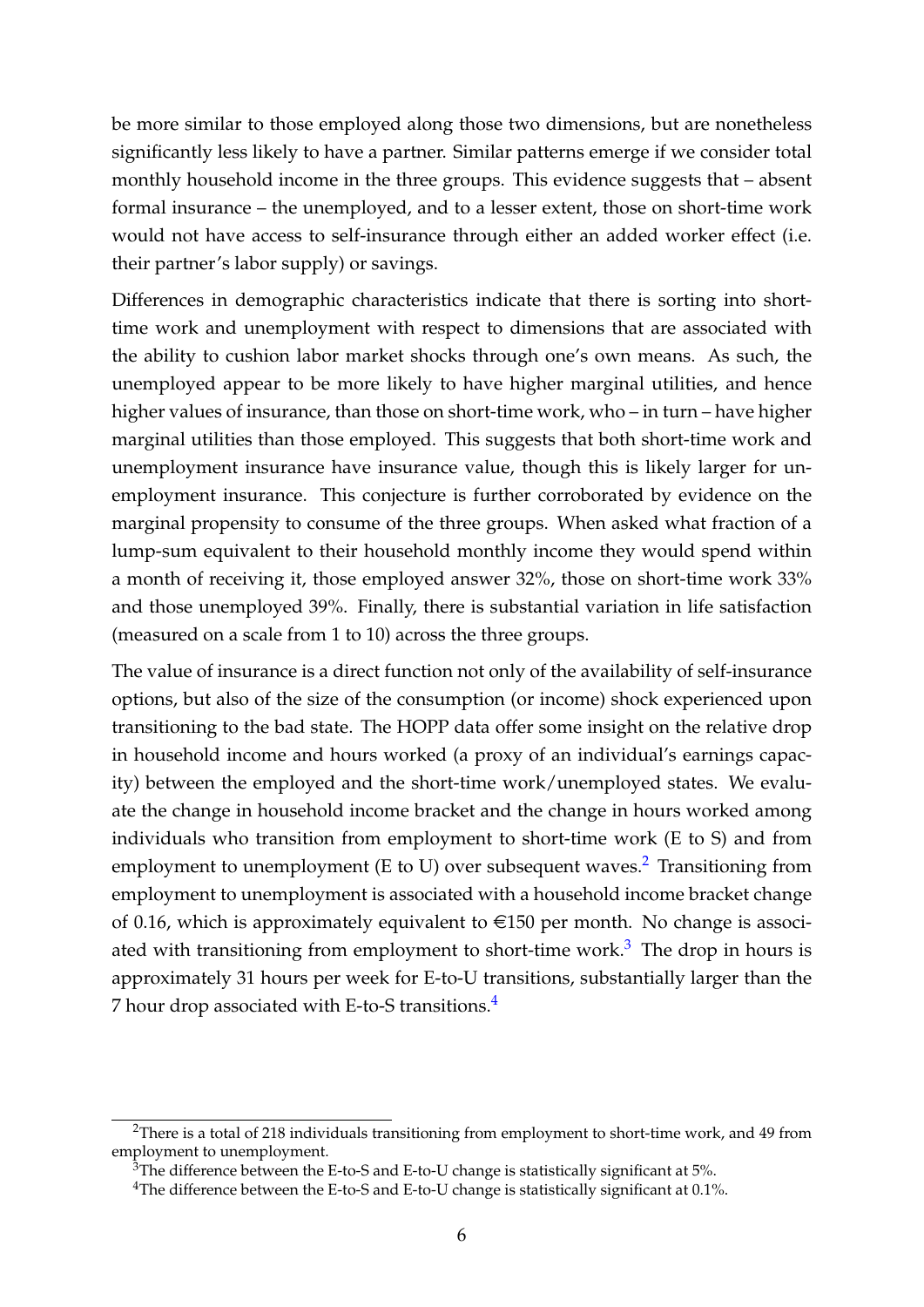be more similar to those employed along those two dimensions, but are nonetheless significantly less likely to have a partner. Similar patterns emerge if we consider total monthly household income in the three groups. This evidence suggests that – absent formal insurance – the unemployed, and to a lesser extent, those on short-time work would not have access to self-insurance through either an added worker effect (i.e. their partner's labor supply) or savings.

Differences in demographic characteristics indicate that there is sorting into short-time work and unemployment with respect to dimensions that are associated with the ability to cushion labor market shocks through one's own means. As such, the unemployed appear to be more likely to have higher marginal utilities, and hence higher values of insurance, than those on short-time work, who – in turn – have higher marginal utilities than those employed. This suggests that both short-time work and unemployment insurance have insurance value, though this is likely larger for unemployment insurance. This conjecture is further corroborated by evidence on the marginal propensity to consume of the three groups. When asked what fraction of a lump-sum equivalent to their household monthly income they would spend within a month of receiving it, those employed answer 32%, those on short-time work 33% and those unemployed 39%. Finally, there is substantial variation in life satisfaction (measured on a scale from 1 to 10) across the three groups.

The value of insurance is a direct function not only of the availability of self-insurance options, but also of the size of the consumption (or income) shock experienced upon transitioning to the bad state. The HOPP data offer some insight on the relative drop in household income and hours worked (a proxy of an individual's earnings capacity) between the employed and the short-time work/unemployed states. We evaluate the change in household income bracket and the change in hours worked among individuals who transition from employment to short-time work (E to S) and from employment to unemployment (E to U) over subsequent waves.[2] Transitioning from employment to unemployment is associated with a household income bracket change of 0.16, which is approximately equivalent to €150 per month. No change is associated with transitioning from employment to short-time work.[3] The drop in hours is approximately 31 hours per week for E-to-U transitions, substantially larger than the 7 hour drop associated with E-to-S transitions.[4]

---

[2] There is a total of 218 individuals transitioning from employment to short-time work, and 49 from employment to unemployment.

[3] The difference between the E-to-S and E-to-U change is statistically significant at 5%.

[4] The difference between the E-to-S and E-to-U change is statistically significant at 0.1%.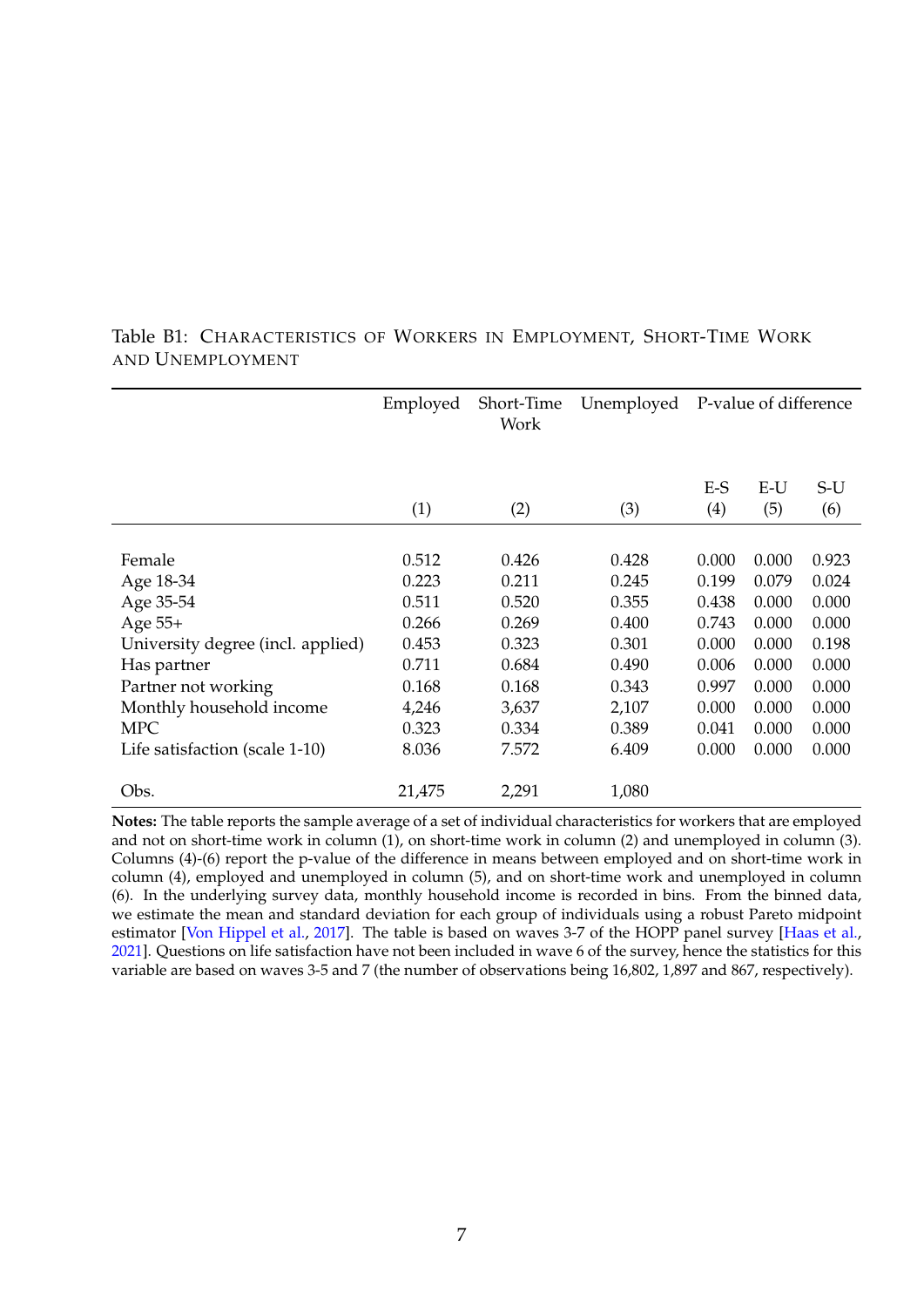Table B1: CHARACTERISTICS OF WORKERS IN EMPLOYMENT, SHORT-TIME WORK AND UNEMPLOYMENT

| | Employed | Short-Time Work | Unemployed | P-value of difference | | |
|---|---|---|---|---|---|---|
| | | | | E-S | E-U | S-U |
| | (1) | (2) | (3) | (4) | (5) | (6) |
| Female | 0.512 | 0.426 | 0.428 | 0.000 | 0.000 | 0.923 |
| Age 18-34 | 0.223 | 0.211 | 0.245 | 0.199 | 0.079 | 0.024 |
| Age 35-54 | 0.511 | 0.520 | 0.355 | 0.438 | 0.000 | 0.000 |
| Age 55+ | 0.266 | 0.269 | 0.400 | 0.743 | 0.000 | 0.000 |
| University degree (incl. applied) | 0.453 | 0.323 | 0.301 | 0.000 | 0.000 | 0.198 |
| Has partner | 0.711 | 0.684 | 0.490 | 0.006 | 0.000 | 0.000 |
| Partner not working | 0.168 | 0.168 | 0.343 | 0.997 | 0.000 | 0.000 |
| Monthly household income | 4,246 | 3,637 | 2,107 | 0.000 | 0.000 | 0.000 |
| MPC | 0.323 | 0.334 | 0.389 | 0.041 | 0.000 | 0.000 |
| Life satisfaction (scale 1-10) | 8.036 | 7.572 | 6.409 | 0.000 | 0.000 | 0.000 |
| Obs. | 21,475 | 2,291 | 1,080 | | | |

**Notes:** The table reports the sample average of a set of individual characteristics for workers that are employed and not on short-time work in column (1), on short-time work in column (2) and unemployed in column (3). Columns (4)-(6) report the p-value of the difference in means between employed and on short-time work in column (4), employed and unemployed in column (5), and on short-time work and unemployed in column (6). In the underlying survey data, monthly household income is recorded in bins. From the binned data, we estimate the mean and standard deviation for each group of individuals using a robust Pareto midpoint estimator [Von Hippel et al., 2017]. The table is based on waves 3-7 of the HOPP panel survey [Haas et al., 2021]. Questions on life satisfaction have not been included in wave 6 of the survey, hence the statistics for this variable are based on waves 3-5 and 7 (the number of observations being 16,802, 1,897 and 867, respectively).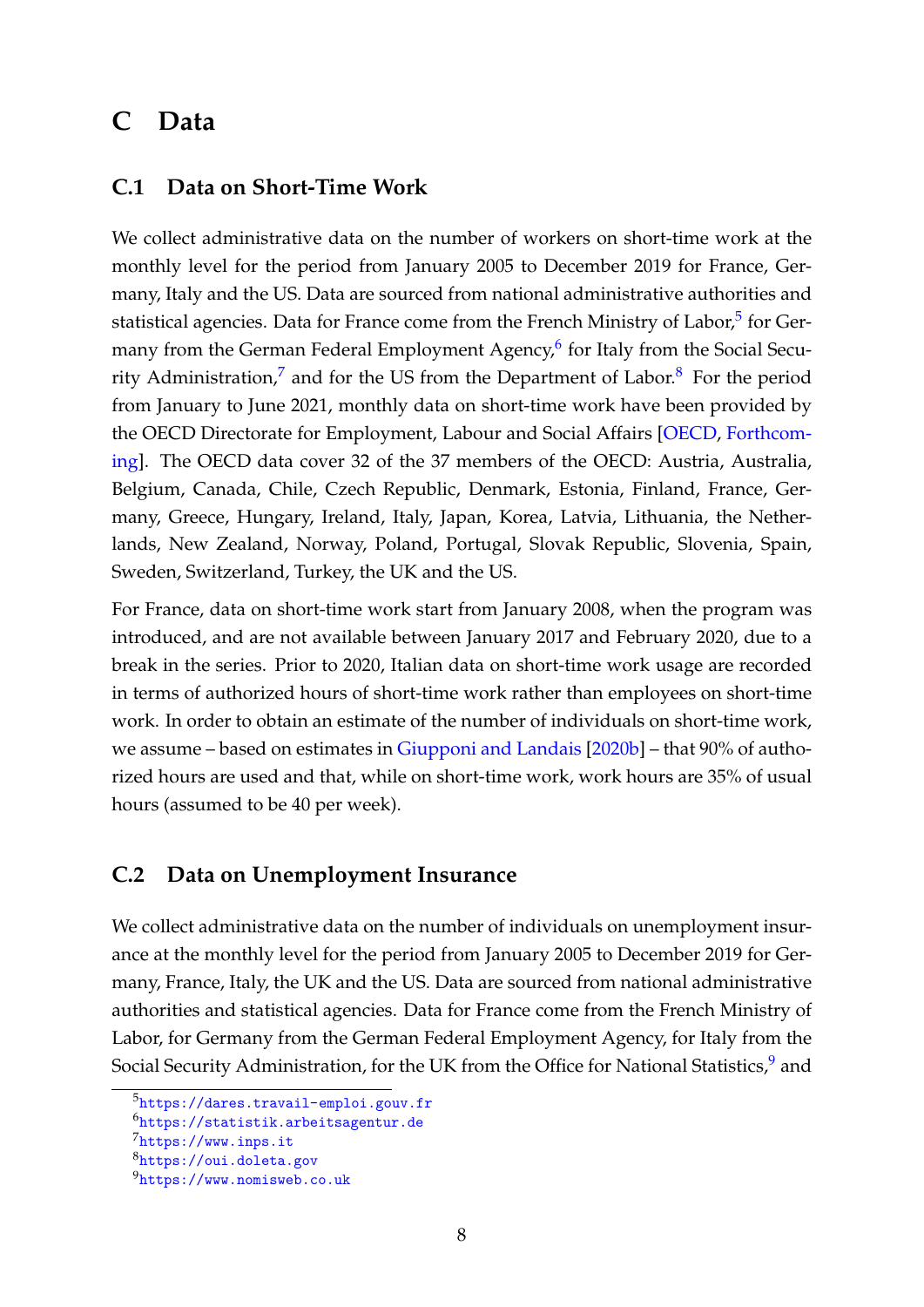# C Data

## C.1 Data on Short-Time Work

We collect administrative data on the number of workers on short-time work at the monthly level for the period from January 2005 to December 2019 for France, Germany, Italy and the US. Data are sourced from national administrative authorities and statistical agencies. Data for France come from the French Ministry of Labor,[5] for Germany from the German Federal Employment Agency,[6] for Italy from the Social Security Administration,[7] and for the US from the Department of Labor.[8] For the period from January to June 2021, monthly data on short-time work have been provided by the OECD Directorate for Employment, Labour and Social Affairs [OECD, Forthcoming]. The OECD data cover 32 of the 37 members of the OECD: Austria, Australia, Belgium, Canada, Chile, Czech Republic, Denmark, Estonia, Finland, France, Germany, Greece, Hungary, Ireland, Italy, Japan, Korea, Latvia, Lithuania, the Netherlands, New Zealand, Norway, Poland, Portugal, Slovak Republic, Slovenia, Spain, Sweden, Switzerland, Turkey, the UK and the US.

For France, data on short-time work start from January 2008, when the program was introduced, and are not available between January 2017 and February 2020, due to a break in the series. Prior to 2020, Italian data on short-time work usage are recorded in terms of authorized hours of short-time work rather than employees on short-time work. In order to obtain an estimate of the number of individuals on short-time work, we assume – based on estimates in Giupponi and Landais [2020b] – that 90% of authorized hours are used and that, while on short-time work, work hours are 35% of usual hours (assumed to be 40 per week).

## C.2 Data on Unemployment Insurance

We collect administrative data on the number of individuals on unemployment insurance at the monthly level for the period from January 2005 to December 2019 for Germany, France, Italy, the UK and the US. Data are sourced from national administrative authorities and statistical agencies. Data for France come from the French Ministry of Labor, for Germany from the German Federal Employment Agency, for Italy from the Social Security Administration, for the UK from the Office for National Statistics,[9] and

[5] https://dares.travail-emploi.gouv.fr

[6] https://statistik.arbeitsagentur.de

[7] https://www.inps.it

[8] https://oui.doleta.gov

[9] https://www.nomisweb.co.uk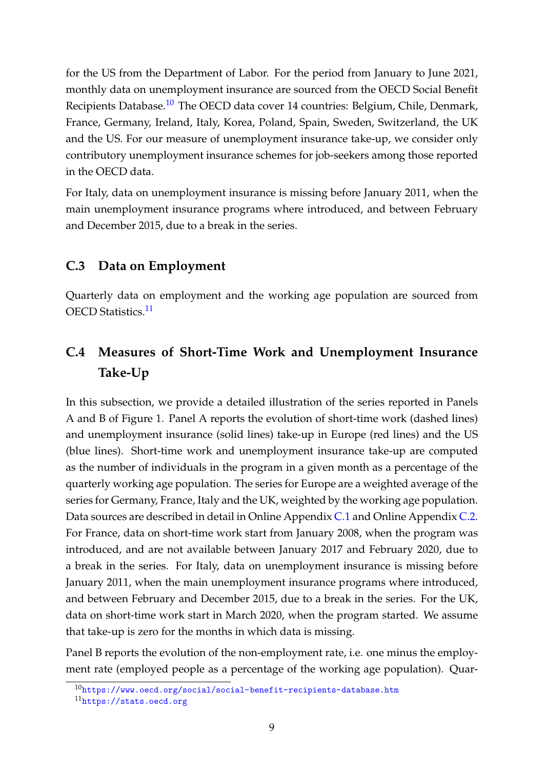for the US from the Department of Labor. For the period from January to June 2021, monthly data on unemployment insurance are sourced from the OECD Social Benefit Recipients Database.[10] The OECD data cover 14 countries: Belgium, Chile, Denmark, France, Germany, Ireland, Italy, Korea, Poland, Spain, Sweden, Switzerland, the UK and the US. For our measure of unemployment insurance take-up, we consider only contributory unemployment insurance schemes for job-seekers among those reported in the OECD data.

For Italy, data on unemployment insurance is missing before January 2011, when the main unemployment insurance programs where introduced, and between February and December 2015, due to a break in the series.

## C.3 Data on Employment

Quarterly data on employment and the working age population are sourced from OECD Statistics.[11]

## C.4 Measures of Short-Time Work and Unemployment Insurance Take-Up

In this subsection, we provide a detailed illustration of the series reported in Panels A and B of Figure 1. Panel A reports the evolution of short-time work (dashed lines) and unemployment insurance (solid lines) take-up in Europe (red lines) and the US (blue lines). Short-time work and unemployment insurance take-up are computed as the number of individuals in the program in a given month as a percentage of the quarterly working age population. The series for Europe are a weighted average of the series for Germany, France, Italy and the UK, weighted by the working age population. Data sources are described in detail in Online Appendix C.1 and Online Appendix C.2. For France, data on short-time work start from January 2008, when the program was introduced, and are not available between January 2017 and February 2020, due to a break in the series. For Italy, data on unemployment insurance is missing before January 2011, when the main unemployment insurance programs where introduced, and between February and December 2015, due to a break in the series. For the UK, data on short-time work start in March 2020, when the program started. We assume that take-up is zero for the months in which data is missing.

Panel B reports the evolution of the non-employment rate, i.e. one minus the employment rate (employed people as a percentage of the working age population). Quar-

[10] https://www.oecd.org/social/social-benefit-recipients-database.htm

[11] https://stats.oecd.org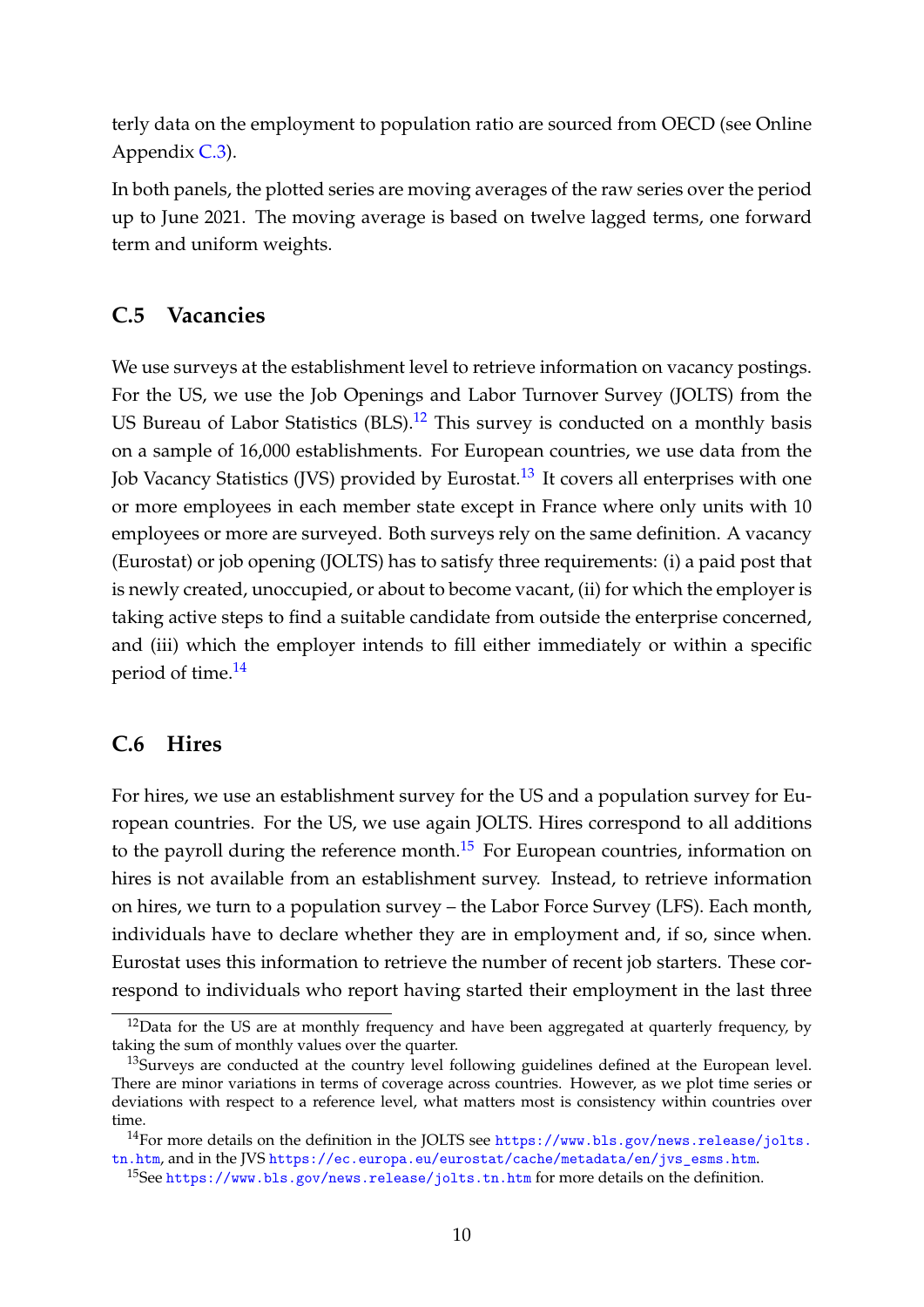terly data on the employment to population ratio are sourced from OECD (see Online Appendix C.3).

In both panels, the plotted series are moving averages of the raw series over the period up to June 2021. The moving average is based on twelve lagged terms, one forward term and uniform weights.

## C.5 Vacancies

We use surveys at the establishment level to retrieve information on vacancy postings. For the US, we use the Job Openings and Labor Turnover Survey (JOLTS) from the US Bureau of Labor Statistics (BLS).[12] This survey is conducted on a monthly basis on a sample of 16,000 establishments. For European countries, we use data from the Job Vacancy Statistics (JVS) provided by Eurostat.[13] It covers all enterprises with one or more employees in each member state except in France where only units with 10 employees or more are surveyed. Both surveys rely on the same definition. A vacancy (Eurostat) or job opening (JOLTS) has to satisfy three requirements: (i) a paid post that is newly created, unoccupied, or about to become vacant, (ii) for which the employer is taking active steps to find a suitable candidate from outside the enterprise concerned, and (iii) which the employer intends to fill either immediately or within a specific period of time.[14]

## C.6 Hires

For hires, we use an establishment survey for the US and a population survey for European countries. For the US, we use again JOLTS. Hires correspond to all additions to the payroll during the reference month.[15] For European countries, information on hires is not available from an establishment survey. Instead, to retrieve information on hires, we turn to a population survey – the Labor Force Survey (LFS). Each month, individuals have to declare whether they are in employment and, if so, since when. Eurostat uses this information to retrieve the number of recent job starters. These correspond to individuals who report having started their employment in the last three

---

[12] Data for the US are at monthly frequency and have been aggregated at quarterly frequency, by taking the sum of monthly values over the quarter.

[13] Surveys are conducted at the country level following guidelines defined at the European level. There are minor variations in terms of coverage across countries. However, as we plot time series or deviations with respect to a reference level, what matters most is consistency within countries over time.

[14] For more details on the definition in the JOLTS see https://www.bls.gov/news.release/jolts.tn.htm, and in the JVS https://ec.europa.eu/eurostat/cache/metadata/en/jvs_esms.htm.

[15] See https://www.bls.gov/news.release/jolts.tn.htm for more details on the definition.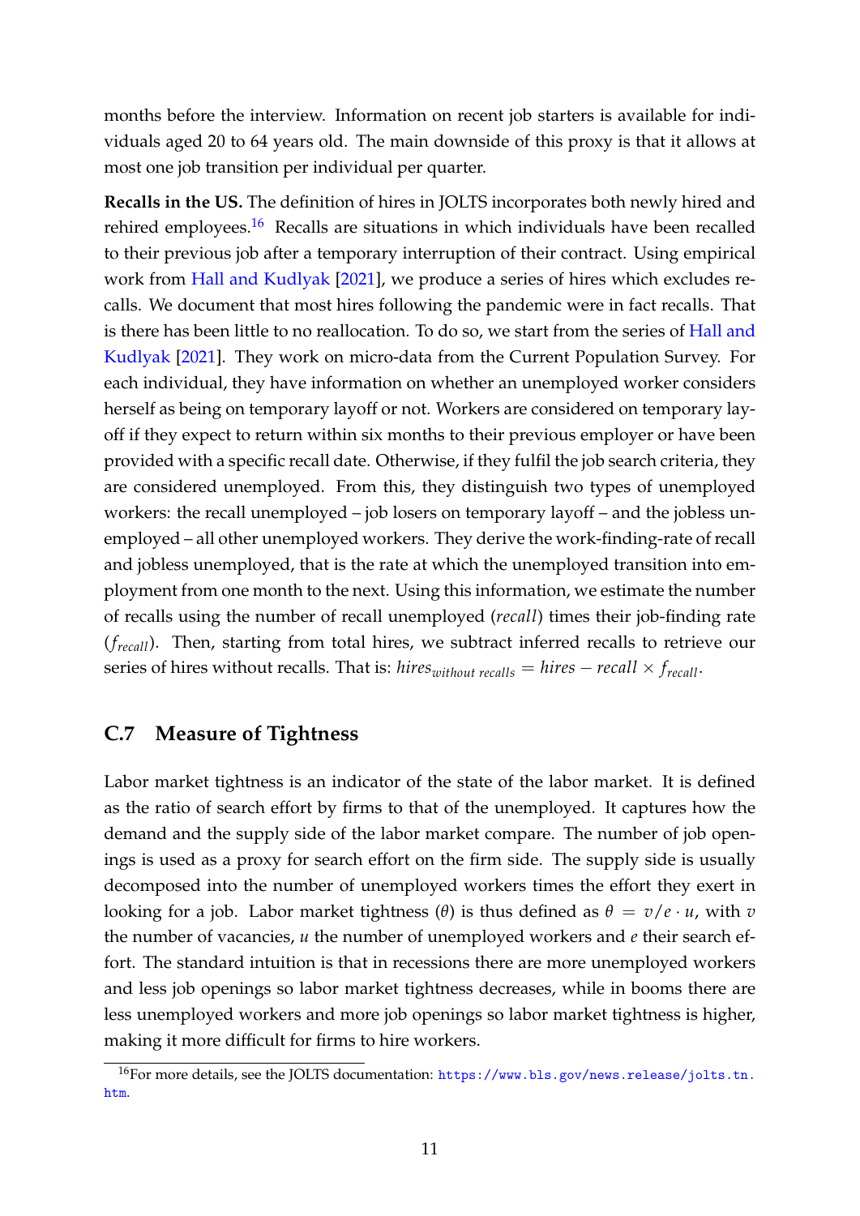months before the interview. Information on recent job starters is available for individuals aged 20 to 64 years old. The main downside of this proxy is that it allows at most one job transition per individual per quarter.

**Recalls in the US.** The definition of hires in JOLTS incorporates both newly hired and rehired employees.[16] Recalls are situations in which individuals have been recalled to their previous job after a temporary interruption of their contract. Using empirical work from Hall and Kudlyak [2021], we produce a series of hires which excludes recalls. We document that most hires following the pandemic were in fact recalls. That is there has been little to no reallocation. To do so, we start from the series of Hall and Kudlyak [2021]. They work on micro-data from the Current Population Survey. For each individual, they have information on whether an unemployed worker considers herself as being on temporary layoff or not. Workers are considered on temporary layoff if they expect to return within six months to their previous employer or have been provided with a specific recall date. Otherwise, if they fulfil the job search criteria, they are considered unemployed. From this, they distinguish two types of unemployed workers: the recall unemployed – job losers on temporary layoff – and the jobless unemployed – all other unemployed workers. They derive the work-finding-rate of recall and jobless unemployed, that is the rate at which the unemployed transition into employment from one month to the next. Using this information, we estimate the number of recalls using the number of recall unemployed (*recall*) times their job-finding rate ($f_{recall}$). Then, starting from total hires, we subtract inferred recalls to retrieve our series of hires without recalls. That is: $hires_{without\ recalls} = hires - recall \times f_{recall}$.

## C.7 Measure of Tightness

Labor market tightness is an indicator of the state of the labor market. It is defined as the ratio of search effort by firms to that of the unemployed. It captures how the demand and the supply side of the labor market compare. The number of job openings is used as a proxy for search effort on the firm side. The supply side is usually decomposed into the number of unemployed workers times the effort they exert in looking for a job. Labor market tightness ($\theta$) is thus defined as $\theta = v/e \cdot u$, with $v$ the number of vacancies, $u$ the number of unemployed workers and $e$ their search effort. The standard intuition is that in recessions there are more unemployed workers and less job openings so labor market tightness decreases, while in booms there are less unemployed workers and more job openings so labor market tightness is higher, making it more difficult for firms to hire workers.

[16] For more details, see the JOLTS documentation: https://www.bls.gov/news.release/jolts.tn.htm.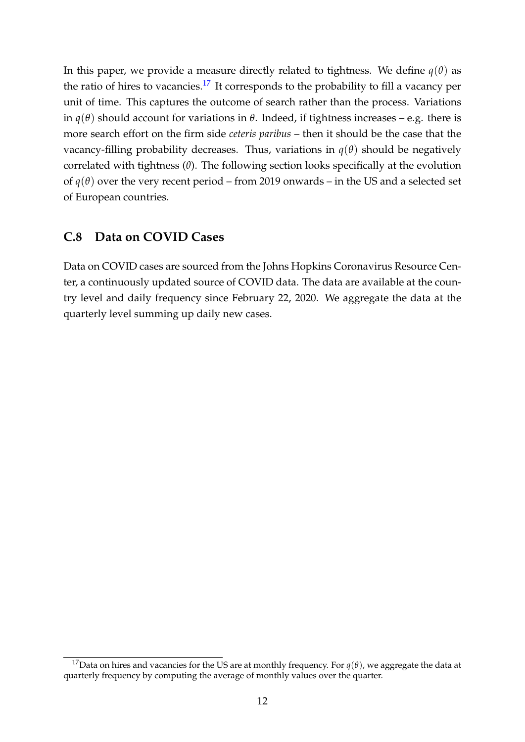In this paper, we provide a measure directly related to tightness. We define $q(\theta)$ as the ratio of hires to vacancies.[17] It corresponds to the probability to fill a vacancy per unit of time. This captures the outcome of search rather than the process. Variations in $q(\theta)$ should account for variations in $\theta$. Indeed, if tightness increases – e.g. there is more search effort on the firm side *ceteris paribus* – then it should be the case that the vacancy-filling probability decreases. Thus, variations in $q(\theta)$ should be negatively correlated with tightness ($\theta$). The following section looks specifically at the evolution of $q(\theta)$ over the very recent period – from 2019 onwards – in the US and a selected set of European countries.

## C.8 Data on COVID Cases

Data on COVID cases are sourced from the Johns Hopkins Coronavirus Resource Center, a continuously updated source of COVID data. The data are available at the country level and daily frequency since February 22, 2020. We aggregate the data at the quarterly level summing up daily new cases.

[17] Data on hires and vacancies for the US are at monthly frequency. For $q(\theta)$, we aggregate the data at quarterly frequency by computing the average of monthly values over the quarter.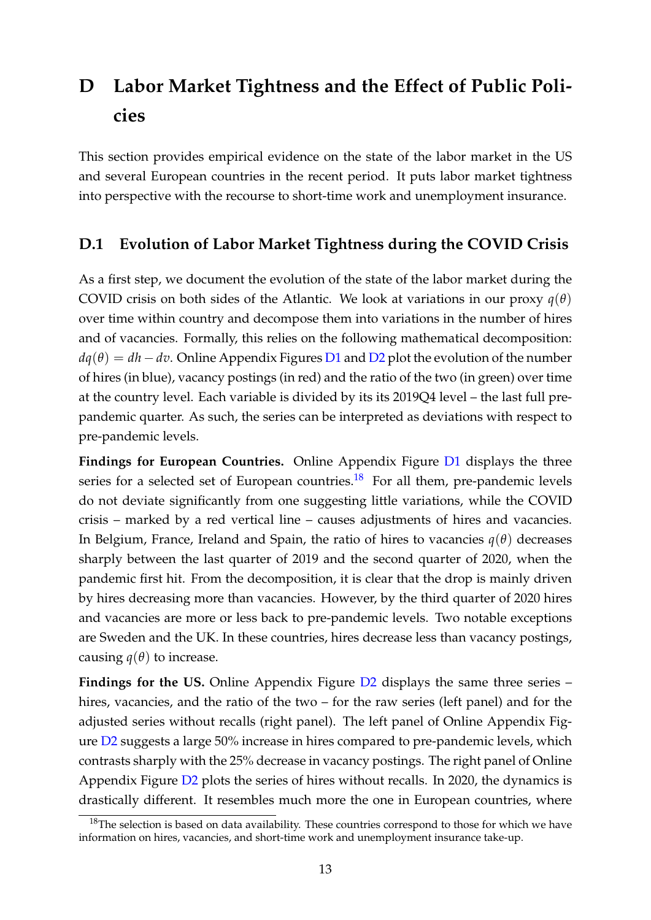# D Labor Market Tightness and the Effect of Public Policies

This section provides empirical evidence on the state of the labor market in the US and several European countries in the recent period. It puts labor market tightness into perspective with the recourse to short-time work and unemployment insurance.

## D.1 Evolution of Labor Market Tightness during the COVID Crisis

As a first step, we document the evolution of the state of the labor market during the COVID crisis on both sides of the Atlantic. We look at variations in our proxy $q(\theta)$ over time within country and decompose them into variations in the number of hires and of vacancies. Formally, this relies on the following mathematical decomposition: $dq(\theta) = dh - dv$. Online Appendix Figures D1 and D2 plot the evolution of the number of hires (in blue), vacancy postings (in red) and the ratio of the two (in green) over time at the country level. Each variable is divided by its its 2019Q4 level – the last full pre-pandemic quarter. As such, the series can be interpreted as deviations with respect to pre-pandemic levels.

**Findings for European Countries.** Online Appendix Figure D1 displays the three series for a selected set of European countries.[18] For all them, pre-pandemic levels do not deviate significantly from one suggesting little variations, while the COVID crisis – marked by a red vertical line – causes adjustments of hires and vacancies. In Belgium, France, Ireland and Spain, the ratio of hires to vacancies $q(\theta)$ decreases sharply between the last quarter of 2019 and the second quarter of 2020, when the pandemic first hit. From the decomposition, it is clear that the drop is mainly driven by hires decreasing more than vacancies. However, by the third quarter of 2020 hires and vacancies are more or less back to pre-pandemic levels. Two notable exceptions are Sweden and the UK. In these countries, hires decrease less than vacancy postings, causing $q(\theta)$ to increase.

**Findings for the US.** Online Appendix Figure D2 displays the same three series – hires, vacancies, and the ratio of the two – for the raw series (left panel) and for the adjusted series without recalls (right panel). The left panel of Online Appendix Figure D2 suggests a large 50% increase in hires compared to pre-pandemic levels, which contrasts sharply with the 25% decrease in vacancy postings. The right panel of Online Appendix Figure D2 plots the series of hires without recalls. In 2020, the dynamics is drastically different. It resembles much more the one in European countries, where

[18] The selection is based on data availability. These countries correspond to those for which we have information on hires, vacancies, and short-time work and unemployment insurance take-up.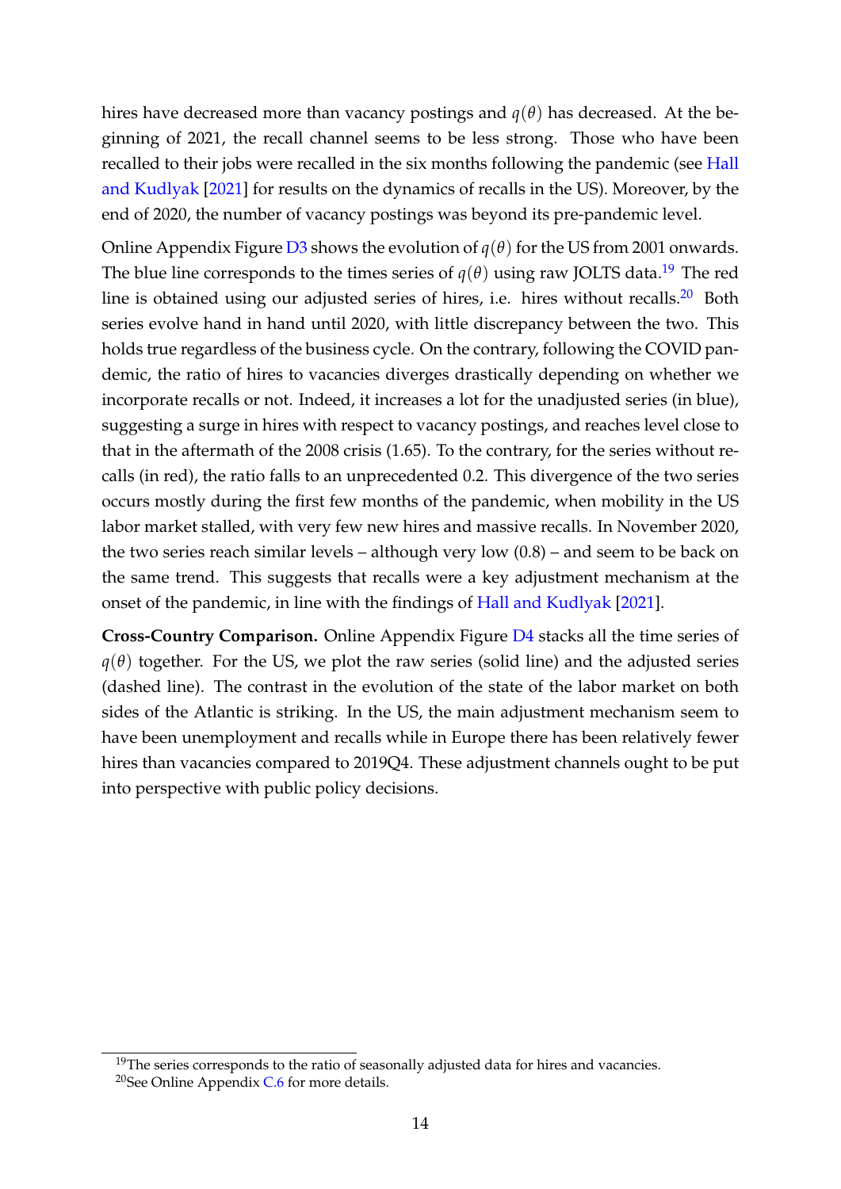hires have decreased more than vacancy postings and $q(\theta)$ has decreased. At the beginning of 2021, the recall channel seems to be less strong. Those who have been recalled to their jobs were recalled in the six months following the pandemic (see Hall and Kudlyak [2021] for results on the dynamics of recalls in the US). Moreover, by the end of 2020, the number of vacancy postings was beyond its pre-pandemic level.

Online Appendix Figure D3 shows the evolution of $q(\theta)$ for the US from 2001 onwards. The blue line corresponds to the times series of $q(\theta)$ using raw JOLTS data.[19] The red line is obtained using our adjusted series of hires, i.e. hires without recalls.[20] Both series evolve hand in hand until 2020, with little discrepancy between the two. This holds true regardless of the business cycle. On the contrary, following the COVID pandemic, the ratio of hires to vacancies diverges drastically depending on whether we incorporate recalls or not. Indeed, it increases a lot for the unadjusted series (in blue), suggesting a surge in hires with respect to vacancy postings, and reaches level close to that in the aftermath of the 2008 crisis (1.65). To the contrary, for the series without recalls (in red), the ratio falls to an unprecedented 0.2. This divergence of the two series occurs mostly during the first few months of the pandemic, when mobility in the US labor market stalled, with very few new hires and massive recalls. In November 2020, the two series reach similar levels – although very low (0.8) – and seem to be back on the same trend. This suggests that recalls were a key adjustment mechanism at the onset of the pandemic, in line with the findings of Hall and Kudlyak [2021].

**Cross-Country Comparison.** Online Appendix Figure D4 stacks all the time series of $q(\theta)$ together. For the US, we plot the raw series (solid line) and the adjusted series (dashed line). The contrast in the evolution of the state of the labor market on both sides of the Atlantic is striking. In the US, the main adjustment mechanism seem to have been unemployment and recalls while in Europe there has been relatively fewer hires than vacancies compared to 2019Q4. These adjustment channels ought to be put into perspective with public policy decisions.

---

[19] The series corresponds to the ratio of seasonally adjusted data for hires and vacancies.

[20] See Online Appendix C.6 for more details.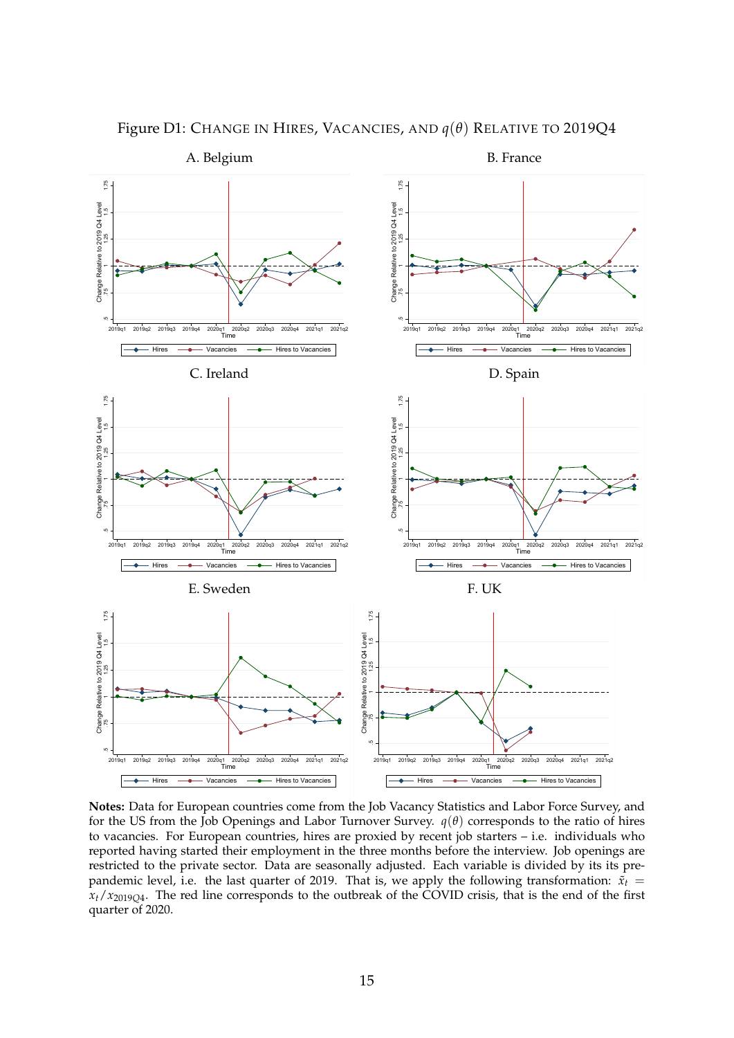Figure D1: CHANGE IN HIRES, VACANCIES, AND $q(\theta)$ RELATIVE TO 2019Q4

A. Belgium

B. France

C. Ireland

D. Spain

E. Sweden

F. UK

**Notes:** Data for European countries come from the Job Vacancy Statistics and Labor Force Survey, and for the US from the Job Openings and Labor Turnover Survey. $q(\theta)$ corresponds to the ratio of hires to vacancies. For European countries, hires are proxied by recent job starters – i.e. individuals who reported having started their employment in the three months before the interview. Job openings are restricted to the private sector. Data are seasonally adjusted. Each variable is divided by its its pre-pandemic level, i.e. the last quarter of 2019. That is, we apply the following transformation: $\tilde{x}_t = x_t / x_{2019Q4}$. The red line corresponds to the outbreak of the COVID crisis, that is the end of the first quarter of 2020.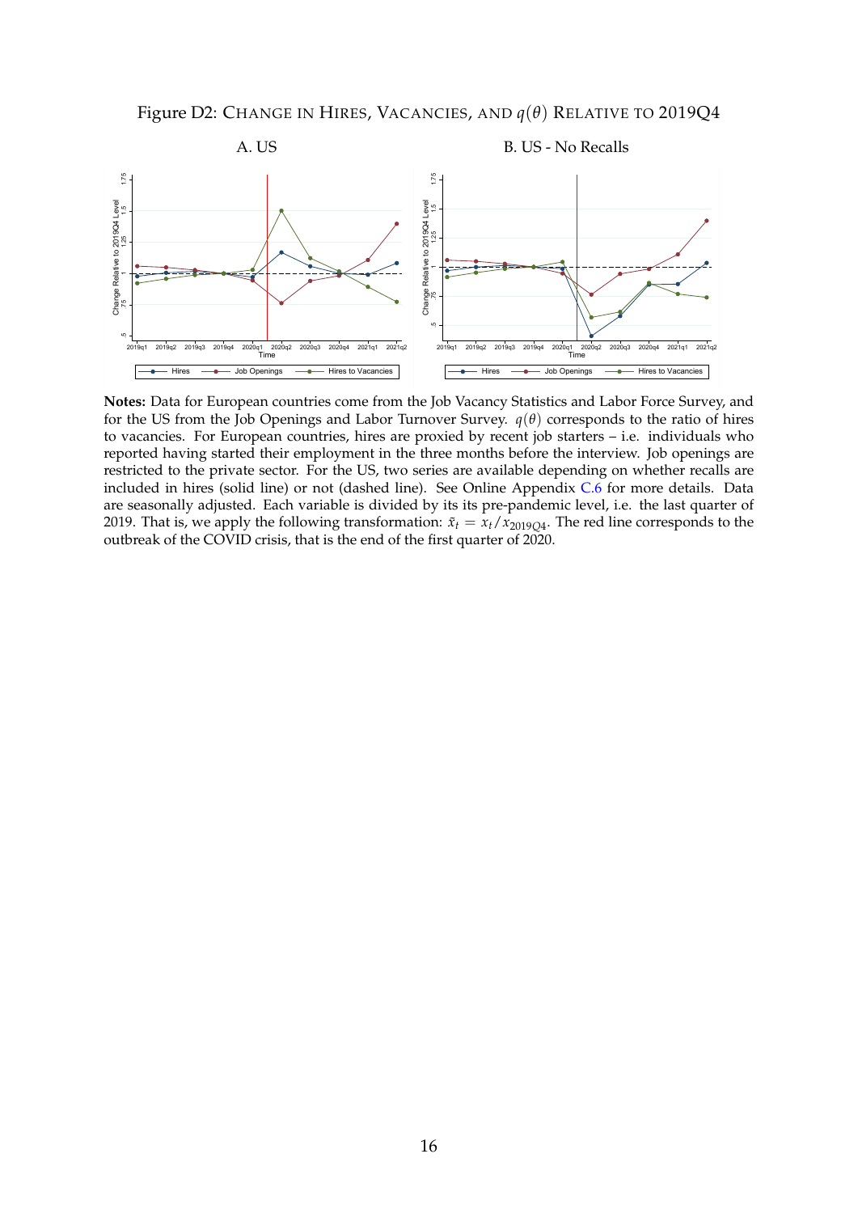Figure D2: CHANGE IN HIRES, VACANCIES, AND $q(\theta)$ RELATIVE TO 2019Q4

A. US

B. US - No Recalls

**Notes:** Data for European countries come from the Job Vacancy Statistics and Labor Force Survey, and for the US from the Job Openings and Labor Turnover Survey. $q(\theta)$ corresponds to the ratio of hires to vacancies. For European countries, hires are proxied by recent job starters – i.e. individuals who reported having started their employment in the three months before the interview. Job openings are restricted to the private sector. For the US, two series are available depending on whether recalls are included in hires (solid line) or not (dashed line). See Online Appendix C.6 for more details. Data are seasonally adjusted. Each variable is divided by its its pre-pandemic level, i.e. the last quarter of 2019. That is, we apply the following transformation: $\tilde{x}_t = x_t / x_{2019Q4}$. The red line corresponds to the outbreak of the COVID crisis, that is the end of the first quarter of 2020.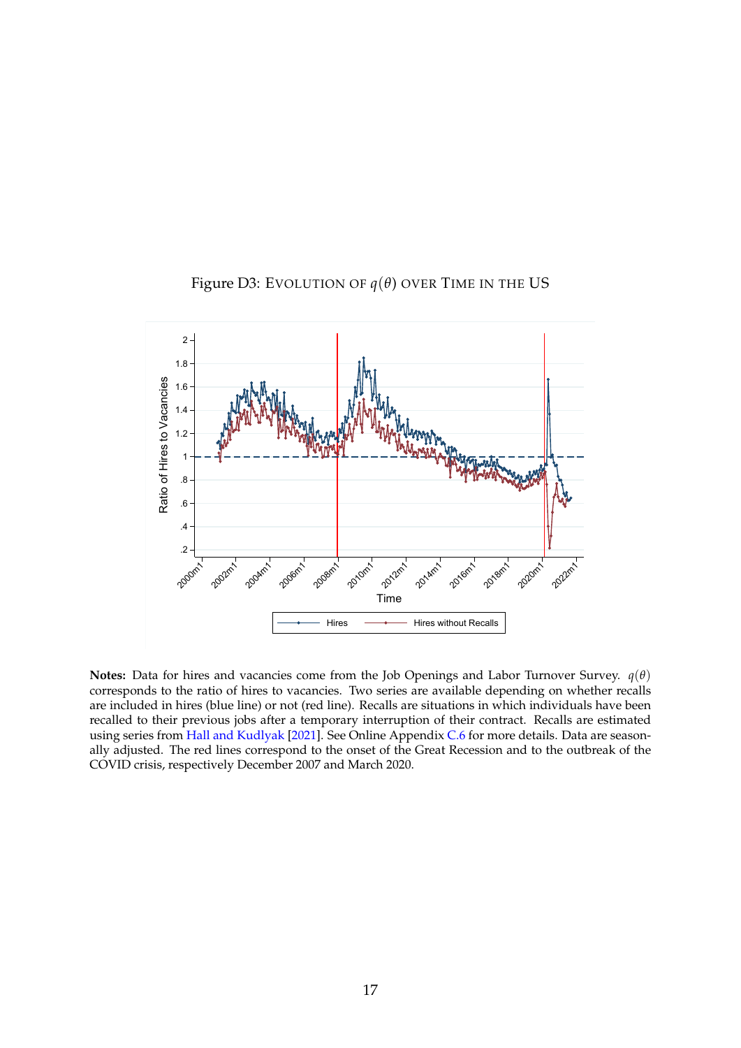Figure D3: EVOLUTION OF $q(\theta)$ OVER TIME IN THE US

**Notes:** Data for hires and vacancies come from the Job Openings and Labor Turnover Survey. $q(\theta)$ corresponds to the ratio of hires to vacancies. Two series are available depending on whether recalls are included in hires (blue line) or not (red line). Recalls are situations in which individuals have been recalled to their previous jobs after a temporary interruption of their contract. Recalls are estimated using series from Hall and Kudlyak [2021]. See Online Appendix C.6 for more details. Data are seasonally adjusted. The red lines correspond to the onset of the Great Recession and to the outbreak of the COVID crisis, respectively December 2007 and March 2020.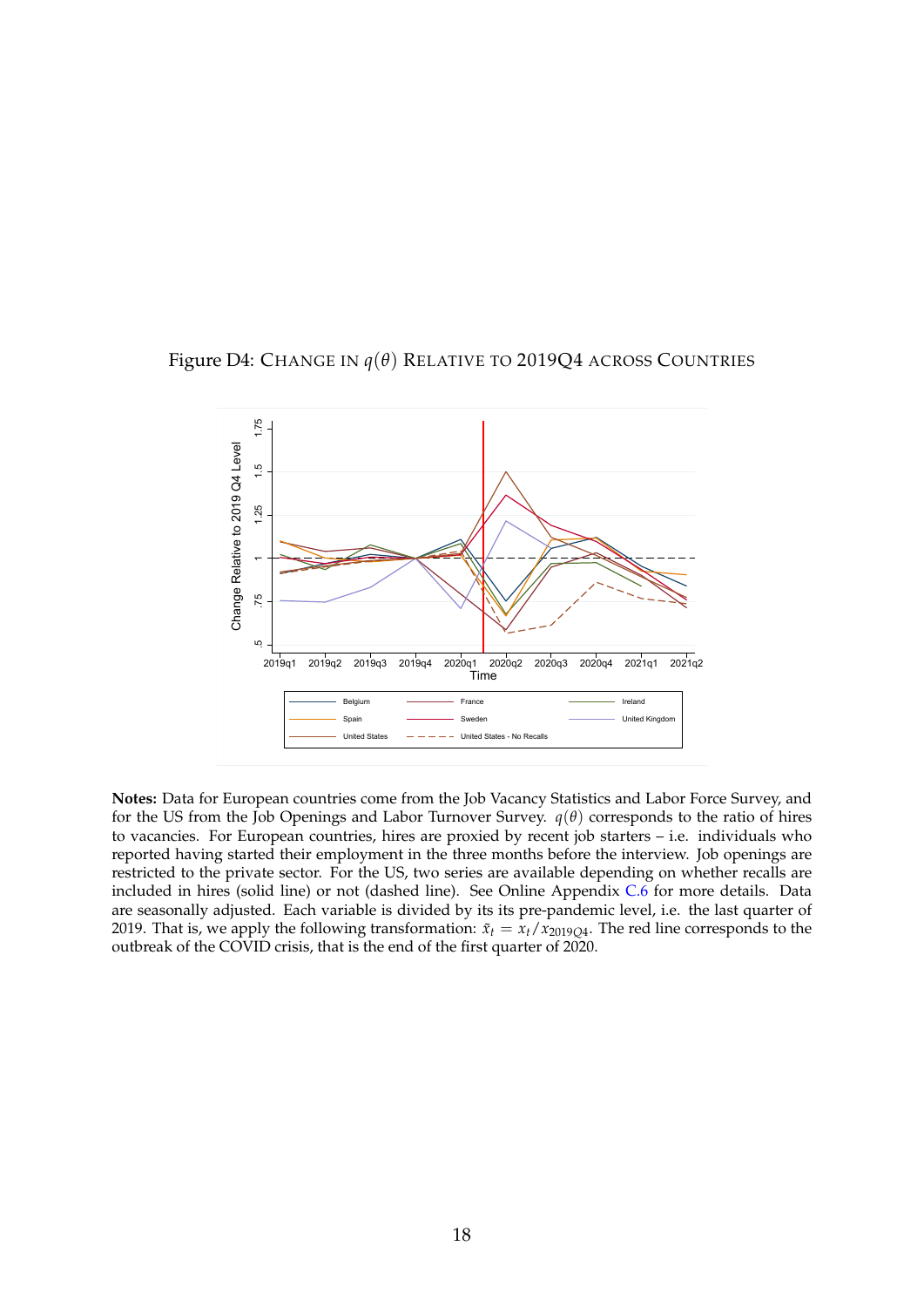Figure D4: CHANGE IN $q(\theta)$ RELATIVE TO 2019Q4 ACROSS COUNTRIES

**Notes:** Data for European countries come from the Job Vacancy Statistics and Labor Force Survey, and for the US from the Job Openings and Labor Turnover Survey. $q(\theta)$ corresponds to the ratio of hires to vacancies. For European countries, hires are proxied by recent job starters – i.e. individuals who reported having started their employment in the three months before the interview. Job openings are restricted to the private sector. For the US, two series are available depending on whether recalls are included in hires (solid line) or not (dashed line). See Online Appendix C.6 for more details. Data are seasonally adjusted. Each variable is divided by its its pre-pandemic level, i.e. the last quarter of 2019. That is, we apply the following transformation: $\tilde{x}_t = x_t / x_{2019Q4}$. The red line corresponds to the outbreak of the COVID crisis, that is the end of the first quarter of 2020.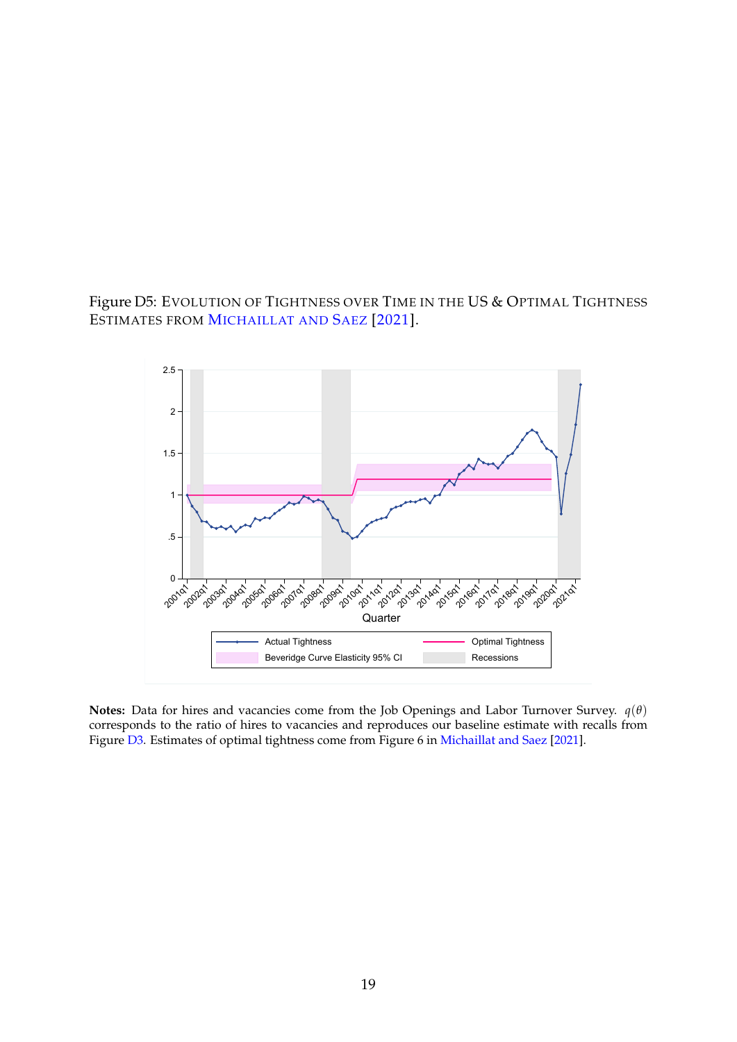Figure D5: EVOLUTION OF TIGHTNESS OVER TIME IN THE US & OPTIMAL TIGHTNESS ESTIMATES FROM MICHAILLAT AND SAEZ [2021].

**Notes:** Data for hires and vacancies come from the Job Openings and Labor Turnover Survey. $q(\theta)$ corresponds to the ratio of hires to vacancies and reproduces our baseline estimate with recalls from Figure D3. Estimates of optimal tightness come from Figure 6 in Michaillat and Saez [2021].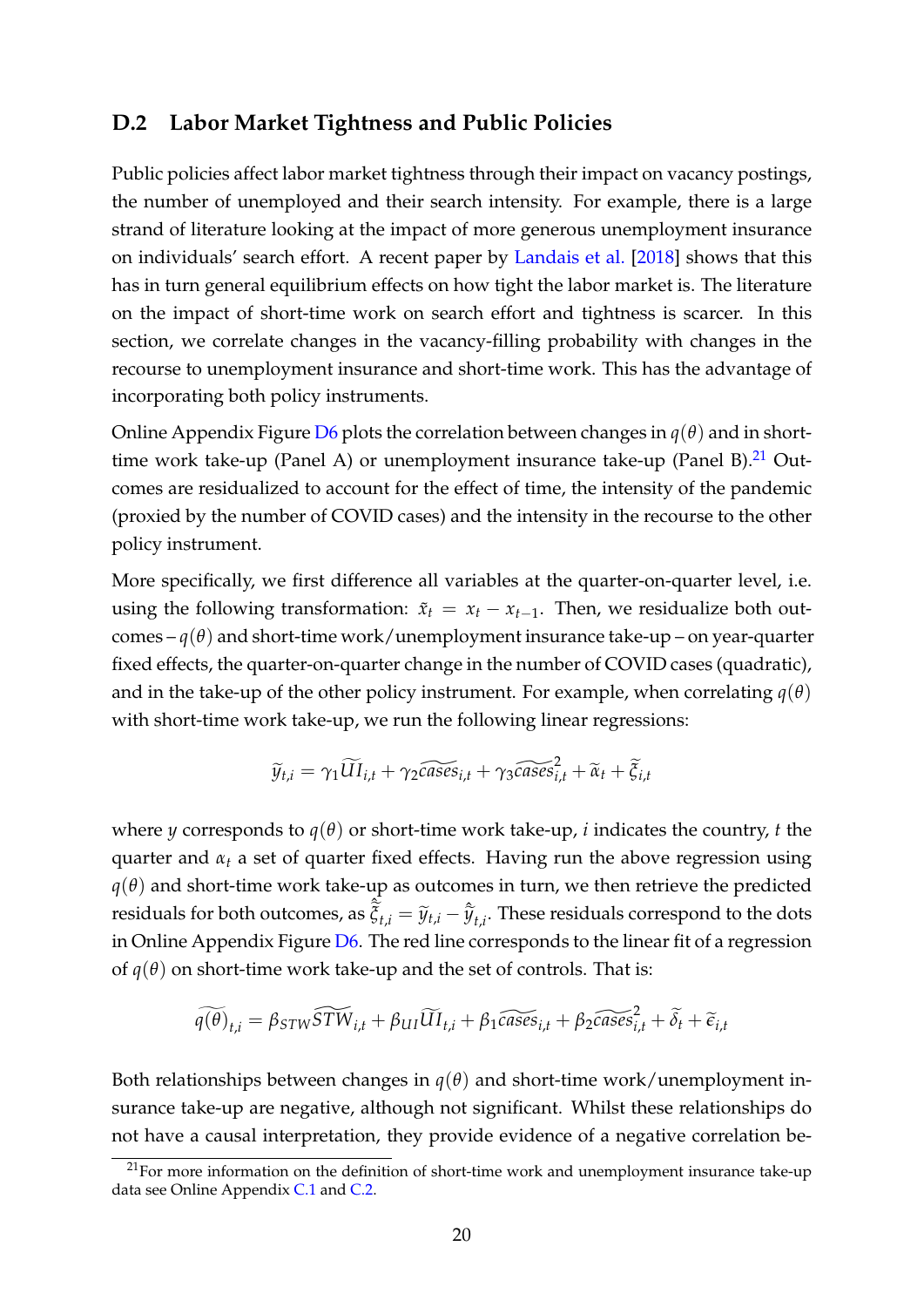## D.2 Labor Market Tightness and Public Policies

Public policies affect labor market tightness through their impact on vacancy postings, the number of unemployed and their search intensity. For example, there is a large strand of literature looking at the impact of more generous unemployment insurance on individuals' search effort. A recent paper by Landais et al. [2018] shows that this has in turn general equilibrium effects on how tight the labor market is. The literature on the impact of short-time work on search effort and tightness is scarcer. In this section, we correlate changes in the vacancy-filling probability with changes in the recourse to unemployment insurance and short-time work. This has the advantage of incorporating both policy instruments.

Online Appendix Figure D6 plots the correlation between changes in $q(\theta)$ and in short-time work take-up (Panel A) or unemployment insurance take-up (Panel B).[21] Outcomes are residualized to account for the effect of time, the intensity of the pandemic (proxied by the number of COVID cases) and the intensity in the recourse to the other policy instrument.

More specifically, we first difference all variables at the quarter-on-quarter level, i.e. using the following transformation: $\tilde{x}_t = x_t - x_{t-1}$. Then, we residualize both outcomes – $q(\theta)$ and short-time work/unemployment insurance take-up – on year-quarter fixed effects, the quarter-on-quarter change in the number of COVID cases (quadratic), and in the take-up of the other policy instrument. For example, when correlating $q(\theta)$ with short-time work take-up, we run the following linear regressions:

$$\widetilde{y}_{t,i} = \gamma_1 \widetilde{UI}_{i,t} + \gamma_2 \widetilde{cases}_{i,t} + \gamma_3 \widetilde{cases}^2_{i,t} + \widetilde{\alpha}_t + \widetilde{\xi}_{i,t}$$

where $y$ corresponds to $q(\theta)$ or short-time work take-up, $i$ indicates the country, $t$ the quarter and $\alpha_t$ a set of quarter fixed effects. Having run the above regression using $q(\theta)$ and short-time work take-up as outcomes in turn, we then retrieve the predicted residuals for both outcomes, as $\hat{\widetilde{\xi}}_{t,i} = \widetilde{y}_{t,i} - \hat{\widetilde{y}}_{t,i}$. These residuals correspond to the dots in Online Appendix Figure D6. The red line corresponds to the linear fit of a regression of $q(\theta)$ on short-time work take-up and the set of controls. That is:

$$\widetilde{q(\theta)}_{t,i} = \beta_{STW} \widetilde{STW}_{i,t} + \beta_{UI} \widetilde{UI}_{t,i} + \beta_1 \widetilde{cases}_{i,t} + \beta_2 \widetilde{cases}^2_{i,t} + \widetilde{\delta}_t + \widetilde{\epsilon}_{i,t}$$

Both relationships between changes in $q(\theta)$ and short-time work/unemployment insurance take-up are negative, although not significant. Whilst these relationships do not have a causal interpretation, they provide evidence of a negative correlation be-

[21] For more information on the definition of short-time work and unemployment insurance take-up data see Online Appendix C.1 and C.2.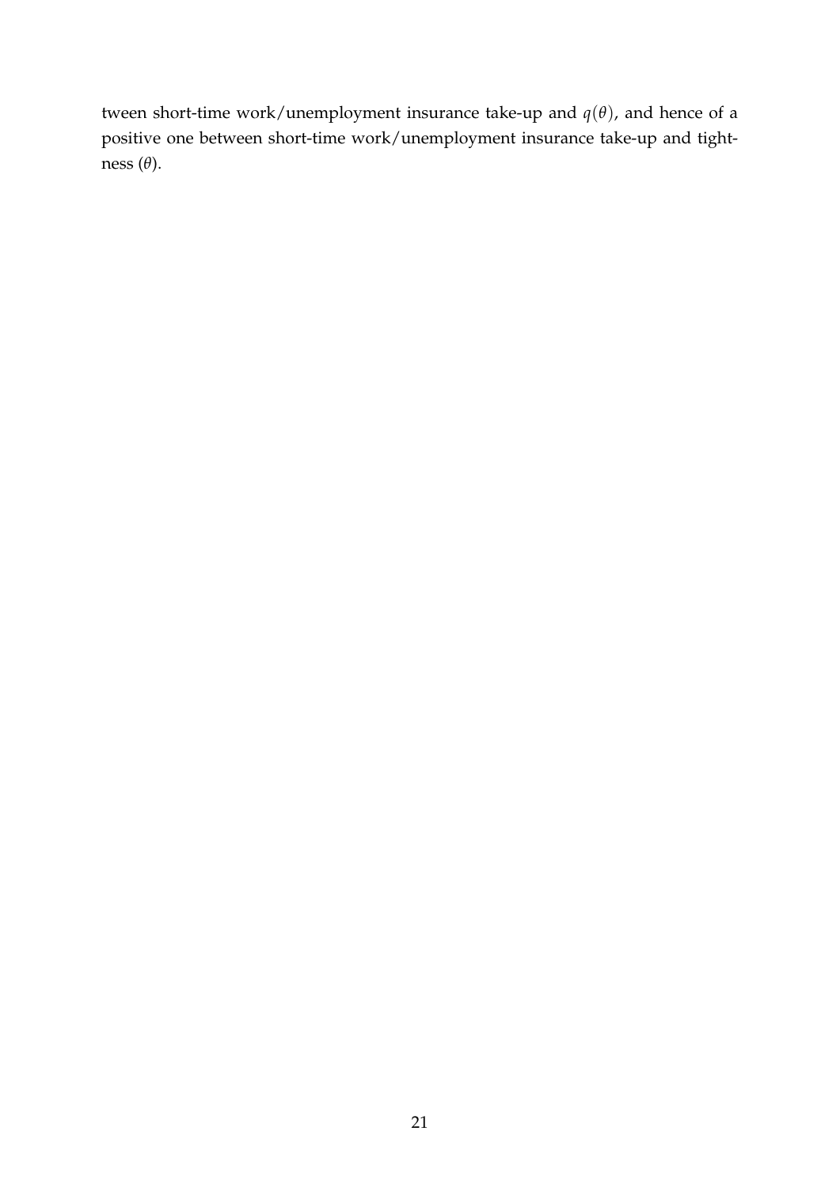tween short-time work/unemployment insurance take-up and $q(\theta)$, and hence of a positive one between short-time work/unemployment insurance take-up and tightness ($\theta$).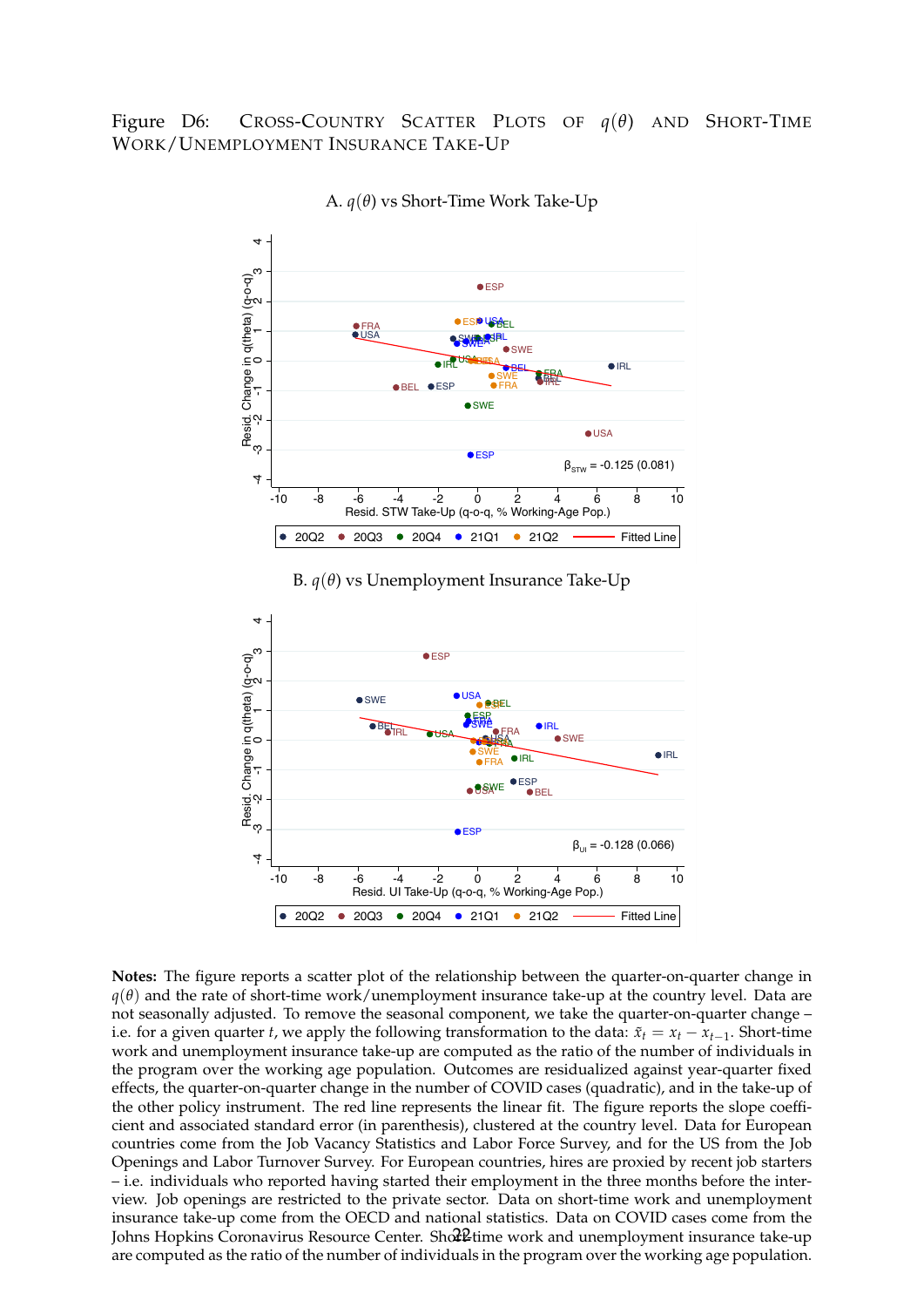Figure D6: Cross-Country Scatter Plots of $q(\theta)$ and Short-Time Work/Unemployment Insurance Take-Up

A. $q(\theta)$ vs Short-Time Work Take-Up

B. $q(\theta)$ vs Unemployment Insurance Take-Up

**Notes:** The figure reports a scatter plot of the relationship between the quarter-on-quarter change in $q(\theta)$ and the rate of short-time work/unemployment insurance take-up at the country level. Data are not seasonally adjusted. To remove the seasonal component, we take the quarter-on-quarter change – i.e. for a given quarter $t$, we apply the following transformation to the data: $\tilde{x}_t = x_t - x_{t-1}$. Short-time work and unemployment insurance take-up are computed as the ratio of the number of individuals in the program over the working age population. Outcomes are residualized against year-quarter fixed effects, the quarter-on-quarter change in the number of COVID cases (quadratic), and in the take-up of the other policy instrument. The red line represents the linear fit. The figure reports the slope coefficient and associated standard error (in parenthesis), clustered at the country level. Data for European countries come from the Job Vacancy Statistics and Labor Force Survey, and for the US from the Job Openings and Labor Turnover Survey. For European countries, hires are proxied by recent job starters – i.e. individuals who reported having started their employment in the three months before the interview. Job openings are restricted to the private sector. Data on short-time work and unemployment insurance take-up come from the OECD and national statistics. Data on COVID cases come from the Johns Hopkins Coronavirus Resource Center. Short-time work and unemployment insurance take-up are computed as the ratio of the number of individuals in the program over the working age population.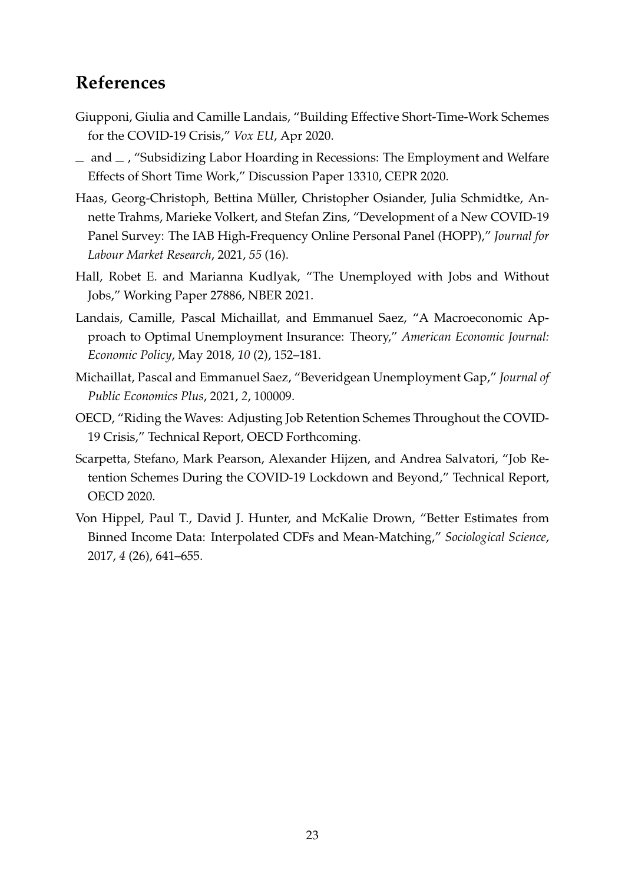# References

Giupponi, Giulia and Camille Landais, "Building Effective Short-Time-Work Schemes for the COVID-19 Crisis," *Vox EU*, Apr 2020.

\_ and \_ , "Subsidizing Labor Hoarding in Recessions: The Employment and Welfare Effects of Short Time Work," Discussion Paper 13310, CEPR 2020.

Haas, Georg-Christoph, Bettina Müller, Christopher Osiander, Julia Schmidtke, Annette Trahms, Marieke Volkert, and Stefan Zins, "Development of a New COVID-19 Panel Survey: The IAB High-Frequency Online Personal Panel (HOPP)," *Journal for Labour Market Research*, 2021, *55* (16).

Hall, Robet E. and Marianna Kudlyak, "The Unemployed with Jobs and Without Jobs," Working Paper 27886, NBER 2021.

Landais, Camille, Pascal Michaillat, and Emmanuel Saez, "A Macroeconomic Approach to Optimal Unemployment Insurance: Theory," *American Economic Journal: Economic Policy*, May 2018, *10* (2), 152–181.

Michaillat, Pascal and Emmanuel Saez, "Beveridgean Unemployment Gap," *Journal of Public Economics Plus*, 2021, *2*, 100009.

OECD, "Riding the Waves: Adjusting Job Retention Schemes Throughout the COVID-19 Crisis," Technical Report, OECD Forthcoming.

Scarpetta, Stefano, Mark Pearson, Alexander Hijzen, and Andrea Salvatori, "Job Retention Schemes During the COVID-19 Lockdown and Beyond," Technical Report, OECD 2020.

Von Hippel, Paul T., David J. Hunter, and McKalie Drown, "Better Estimates from Binned Income Data: Interpolated CDFs and Mean-Matching," *Sociological Science*, 2017, *4* (26), 641–655.